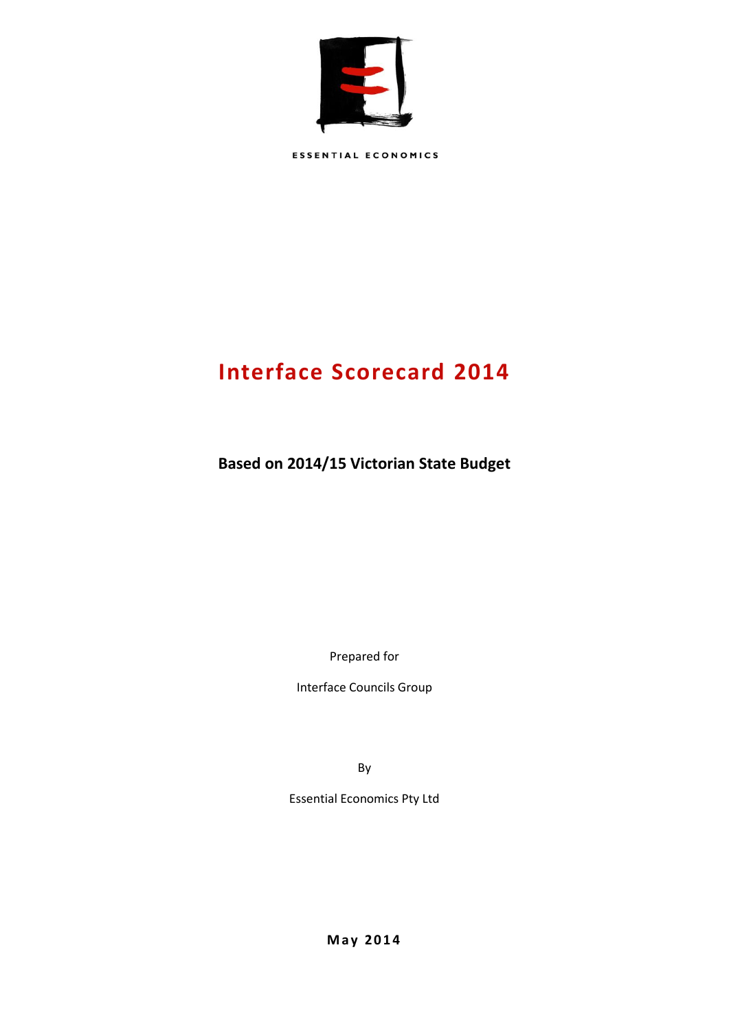ESSENTIAL ECONOMICS

# Interface Scorecard 2014

## Based on 2014/15 Victorian State Budget

Prepared for

Interface Councils Group

By

Essential Economics Pty Ltd

**May 2014**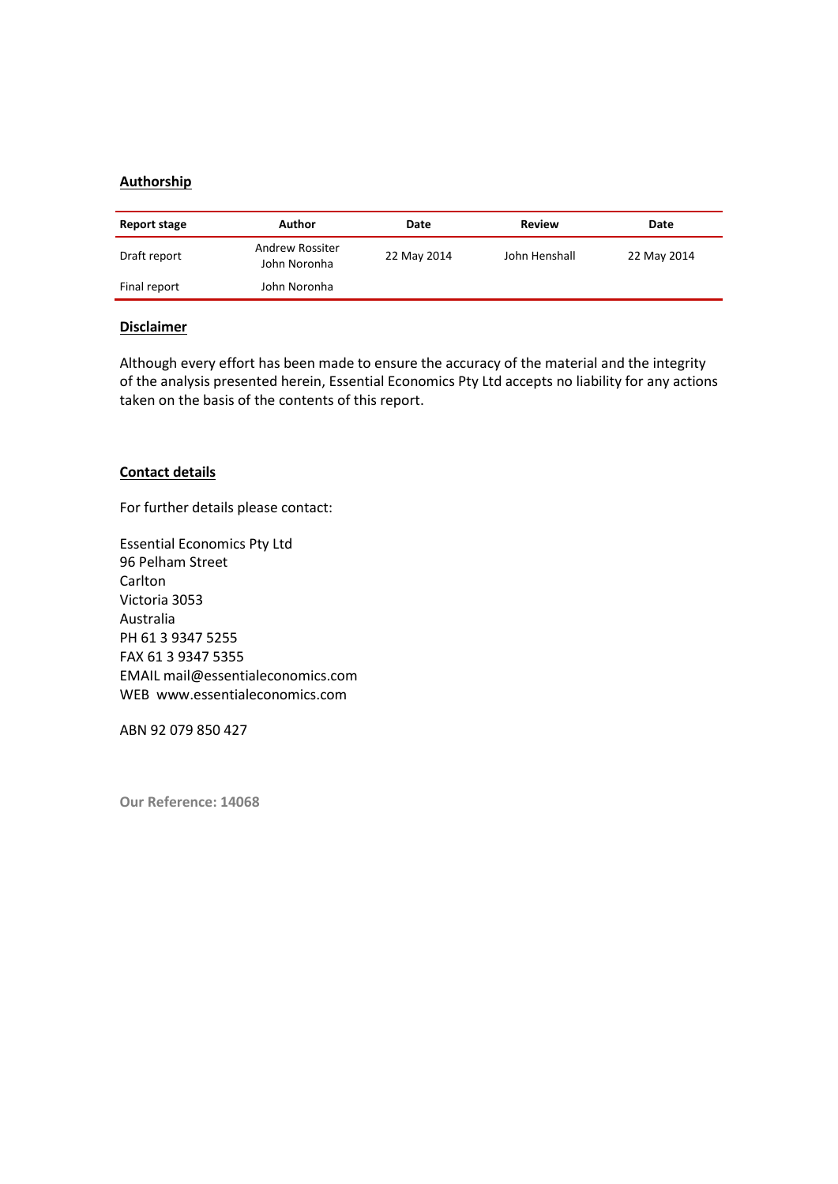## Authorship

| Report stage | Author | Date | Review | Date |
|---|---|---|---|---|
| Draft report | Andrew Rossiter<br>John Noronha | 22 May 2014 | John Henshall | 22 May 2014 |
| Final report | John Noronha | | | |

## Disclaimer

Although every effort has been made to ensure the accuracy of the material and the integrity of the analysis presented herein, Essential Economics Pty Ltd accepts no liability for any actions taken on the basis of the contents of this report.

## Contact details

For further details please contact:

Essential Economics Pty Ltd
96 Pelham Street
Carlton
Victoria 3053
Australia
PH 61 3 9347 5255
FAX 61 3 9347 5355
EMAIL mail@essentialeconomics.com
WEB www.essentialeconomics.com

ABN 92 079 850 427

**Our Reference: 14068**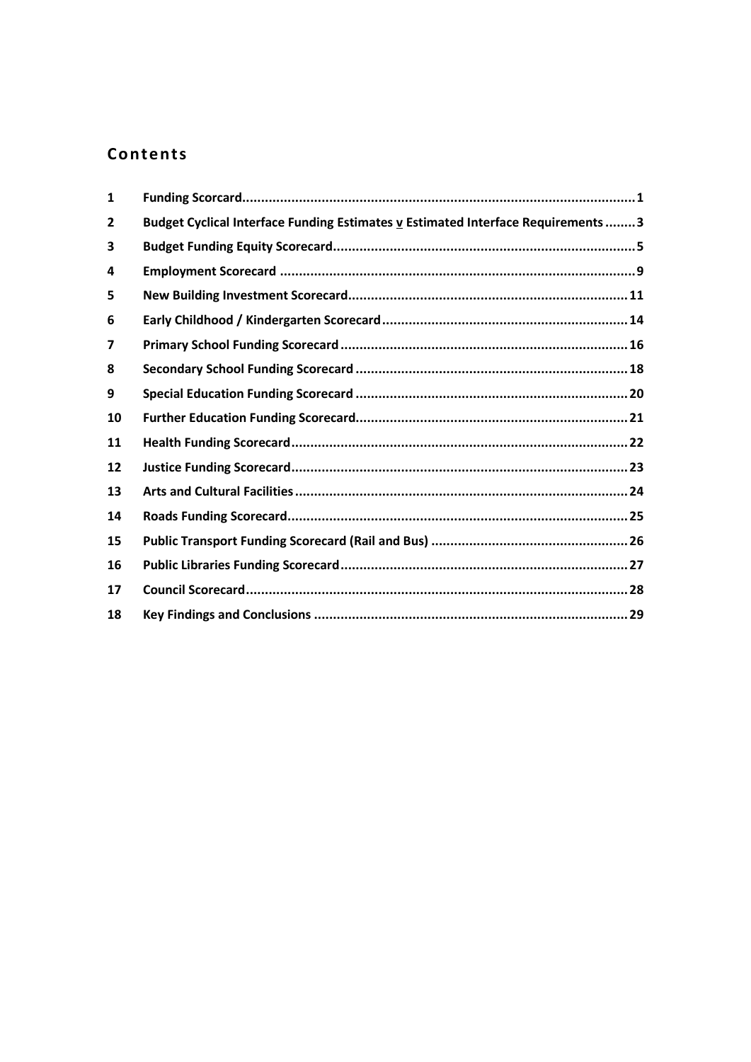## Contents

| | | |
|---|---|---|
| 1 | **Funding Scorecard** | 1 |
| 2 | **Budget Cyclical Interface Funding Estimates v Estimated Interface Requirements** | 3 |
| 3 | **Budget Funding Equity Scorecard** | 5 |
| 4 | **Employment Scorecard** | 9 |
| 5 | **New Building Investment Scorecard** | 11 |
| 6 | **Early Childhood / Kindergarten Scorecard** | 14 |
| 7 | **Primary School Funding Scorecard** | 16 |
| 8 | **Secondary School Funding Scorecard** | 18 |
| 9 | **Special Education Funding Scorecard** | 20 |
| 10 | **Further Education Funding Scorecard** | 21 |
| 11 | **Health Funding Scorecard** | 22 |
| 12 | **Justice Funding Scorecard** | 23 |
| 13 | **Arts and Cultural Facilities** | 24 |
| 14 | **Roads Funding Scorecard** | 25 |
| 15 | **Public Transport Funding Scorecard (Rail and Bus)** | 26 |
| 16 | **Public Libraries Funding Scorecard** | 27 |
| 17 | **Council Scorecard** | 28 |
| 18 | **Key Findings and Conclusions** | 29 |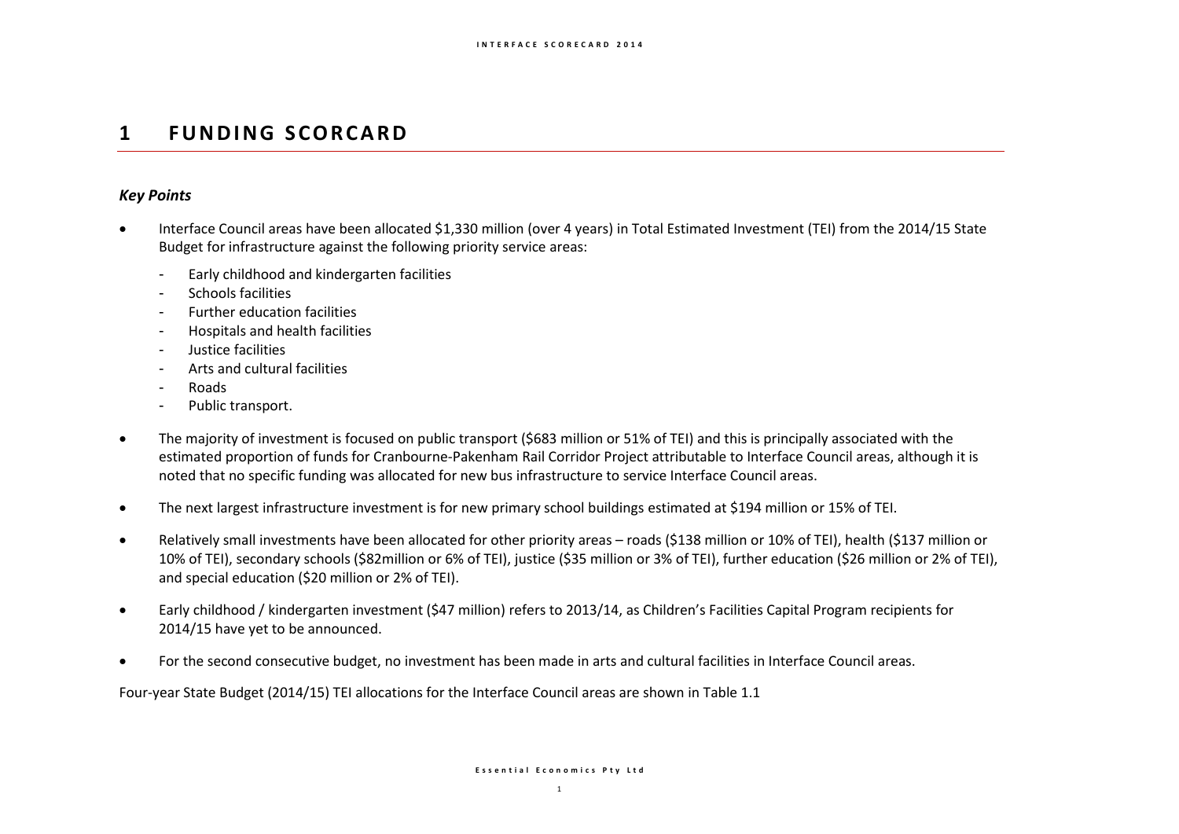# 1 FUNDING SCORCARD

### *Key Points*

- Interface Council areas have been allocated $1,330 million (over 4 years) in Total Estimated Investment (TEI) from the 2014/15 State Budget for infrastructure against the following priority service areas:
  - Early childhood and kindergarten facilities
  - Schools facilities
  - Further education facilities
  - Hospitals and health facilities
  - Justice facilities
  - Arts and cultural facilities
  - Roads
  - Public transport.
- The majority of investment is focused on public transport ($683 million or 51% of TEI) and this is principally associated with the estimated proportion of funds for Cranbourne-Pakenham Rail Corridor Project attributable to Interface Council areas, although it is noted that no specific funding was allocated for new bus infrastructure to service Interface Council areas.
- The next largest infrastructure investment is for new primary school buildings estimated at $194 million or 15% of TEI.
- Relatively small investments have been allocated for other priority areas – roads ($138 million or 10% of TEI), health ($137 million or 10% of TEI), secondary schools ($82million or 6% of TEI), justice ($35 million or 3% of TEI), further education ($26 million or 2% of TEI), and special education ($20 million or 2% of TEI).
- Early childhood / kindergarten investment ($47 million) refers to 2013/14, as Children's Facilities Capital Program recipients for 2014/15 have yet to be announced.
- For the second consecutive budget, no investment has been made in arts and cultural facilities in Interface Council areas.

Four-year State Budget (2014/15) TEI allocations for the Interface Council areas are shown in Table 1.1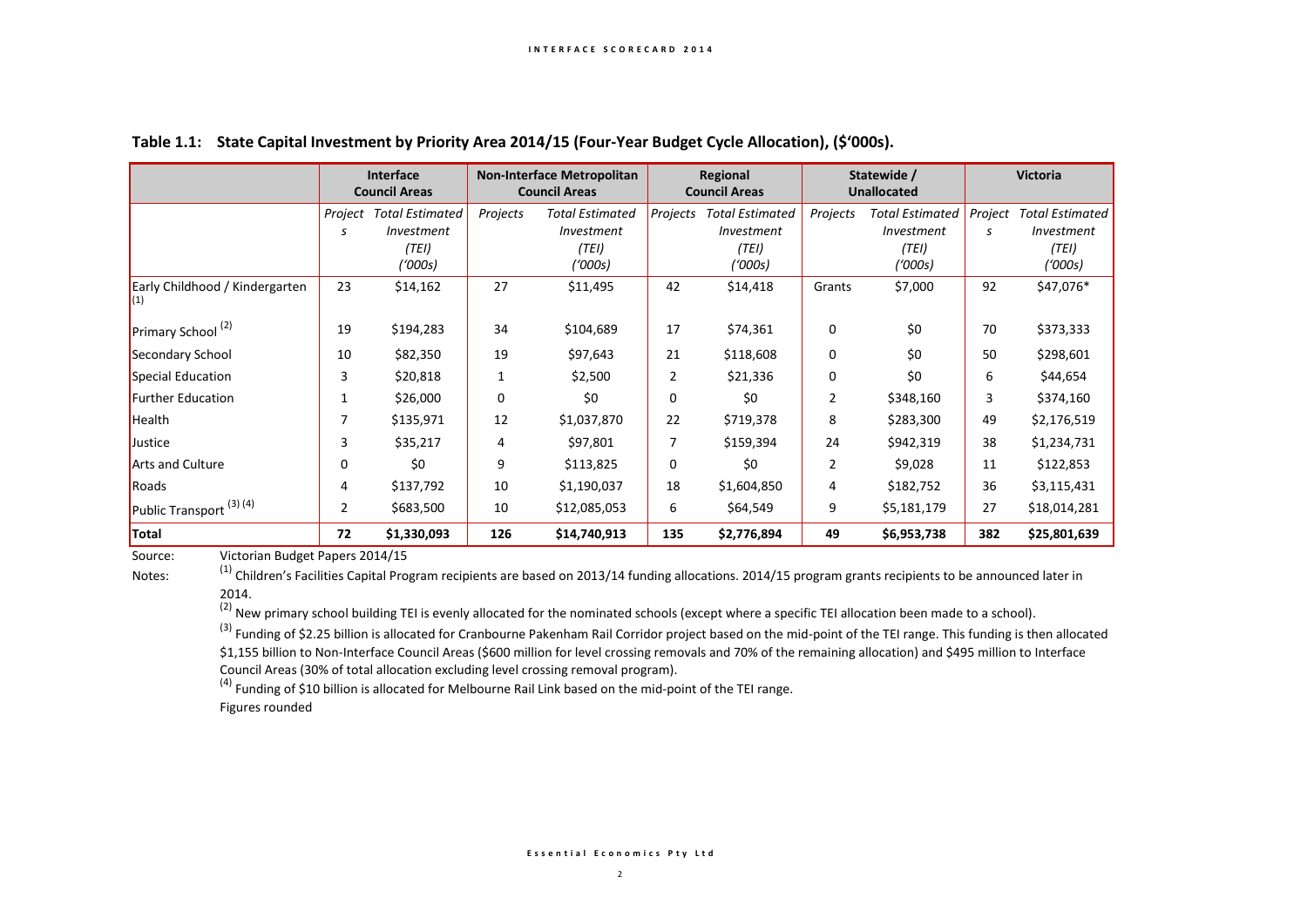**Table 1.1: State Capital Investment by Priority Area 2014/15 (Four-Year Budget Cycle Allocation), ($'000s).**

| | Interface Council Areas | | Non-Interface Metropolitan Council Areas | | Regional Council Areas | | Statewide / Unallocated | | Victoria | |
|---|---|---|---|---|---|---|---|---|---|---|
| | *Projects* | *Total Estimated Investment (TEI) ('000s)* | *Projects* | *Total Estimated Investment (TEI) ('000s)* | *Projects* | *Total Estimated Investment (TEI) ('000s)* | *Projects* | *Total Estimated Investment (TEI) ('000s)* | *Projects* | *Total Estimated Investment (TEI) ('000s)* |
| Early Childhood / Kindergarten (1) | 23 | $14,162 | 27 | $11,495 | 42 | $14,418 | Grants | $7,000 | 92 | $47,076* |
| Primary School (2) | 19 | $194,283 | 34 | $104,689 | 17 | $74,361 | 0 | $0 | 70 | $373,333 |
| Secondary School | 10 | $82,350 | 19 | $97,643 | 21 | $118,608 | 0 | $0 | 50 | $298,601 |
| Special Education | 3 | $20,818 | 1 | $2,500 | 2 | $21,336 | 0 | $0 | 6 | $44,654 |
| Further Education | 1 | $26,000 | 0 | $0 | 0 | $0 | 2 | $348,160 | 3 | $374,160 |
| Health | 7 | $135,971 | 12 | $1,037,870 | 22 | $719,378 | 8 | $283,300 | 49 | $2,176,519 |
| Justice | 3 | $35,217 | 4 | $97,801 | 7 | $159,394 | 24 | $942,319 | 38 | $1,234,731 |
| Arts and Culture | 0 | $0 | 9 | $113,825 | 0 | $0 | 2 | $9,028 | 11 | $122,853 |
| Roads | 4 | $137,792 | 10 | $1,190,037 | 18 | $1,604,850 | 4 | $182,752 | 36 | $3,115,431 |
| Public Transport (3) (4) | 2 | $683,500 | 10 | $12,085,053 | 6 | $64,549 | 9 | $5,181,179 | 27 | $18,014,281 |
| **Total** | **72** | **$1,330,093** | **126** | **$14,740,913** | **135** | **$2,776,894** | **49** | **$6,953,738** | **382** | **$25,801,639** |

Source: Victorian Budget Papers 2014/15

Notes: (1) Children's Facilities Capital Program recipients are based on 2013/14 funding allocations. 2014/15 program grants recipients to be announced later in 2014.

(2) New primary school building TEI is evenly allocated for the nominated schools (except where a specific TEI allocation been made to a school).

(3) Funding of $2.25 billion is allocated for Cranbourne Pakenham Rail Corridor project based on the mid-point of the TEI range. This funding is then allocated $1,155 billion to Non-Interface Council Areas ($600 million for level crossing removals and 70% of the remaining allocation) and $495 million to Interface Council Areas (30% of total allocation excluding level crossing removal program).

(4) Funding of $10 billion is allocated for Melbourne Rail Link based on the mid-point of the TEI range.

Figures rounded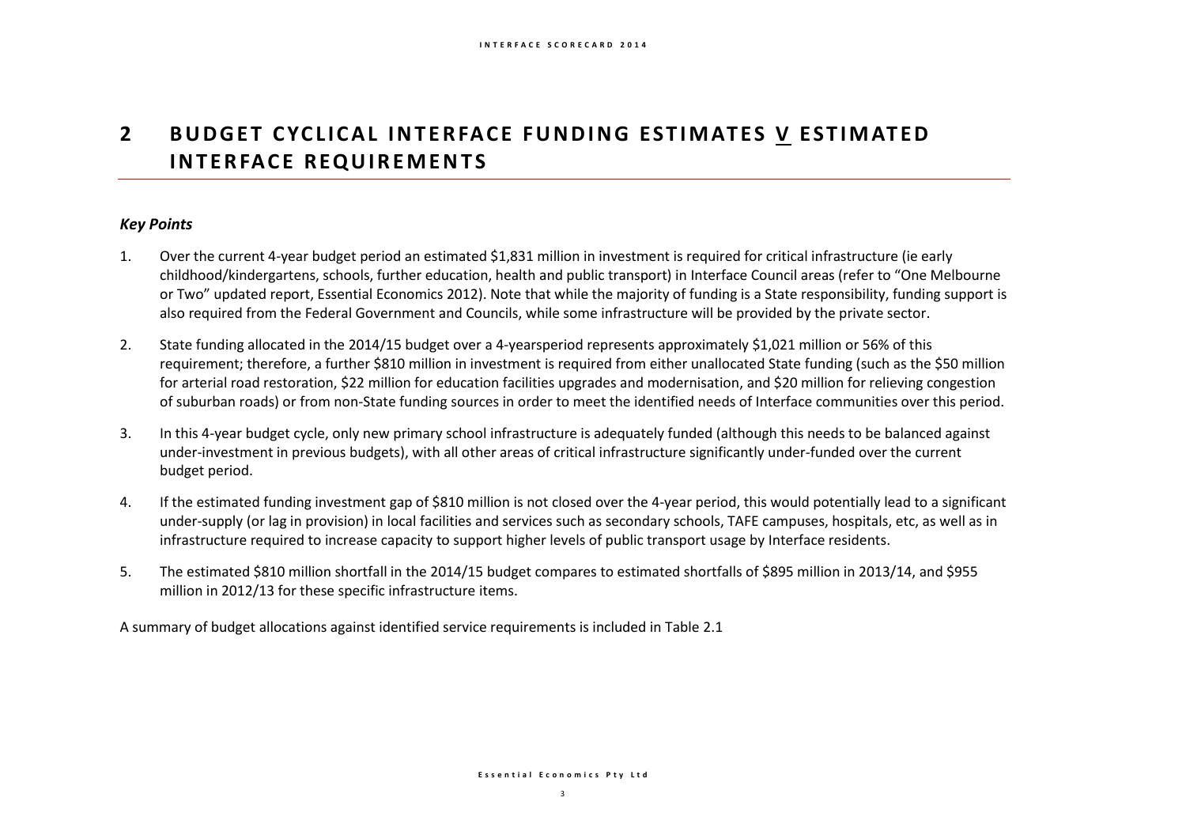# 2 BUDGET CYCLICAL INTERFACE FUNDING ESTIMATES V ESTIMATED INTERFACE REQUIREMENTS

### *Key Points*

1. Over the current 4-year budget period an estimated $1,831 million in investment is required for critical infrastructure (ie early childhood/kindergartens, schools, further education, health and public transport) in Interface Council areas (refer to "One Melbourne or Two" updated report, Essential Economics 2012). Note that while the majority of funding is a State responsibility, funding support is also required from the Federal Government and Councils, while some infrastructure will be provided by the private sector.

2. State funding allocated in the 2014/15 budget over a 4-yearsperiod represents approximately $1,021 million or 56% of this requirement; therefore, a further $810 million in investment is required from either unallocated State funding (such as the $50 million for arterial road restoration, $22 million for education facilities upgrades and modernisation, and $20 million for relieving congestion of suburban roads) or from non-State funding sources in order to meet the identified needs of Interface communities over this period.

3. In this 4-year budget cycle, only new primary school infrastructure is adequately funded (although this needs to be balanced against under-investment in previous budgets), with all other areas of critical infrastructure significantly under-funded over the current budget period.

4. If the estimated funding investment gap of $810 million is not closed over the 4-year period, this would potentially lead to a significant under-supply (or lag in provision) in local facilities and services such as secondary schools, TAFE campuses, hospitals, etc, as well as in infrastructure required to increase capacity to support higher levels of public transport usage by Interface residents.

5. The estimated $810 million shortfall in the 2014/15 budget compares to estimated shortfalls of $895 million in 2013/14, and $955 million in 2012/13 for these specific infrastructure items.

A summary of budget allocations against identified service requirements is included in Table 2.1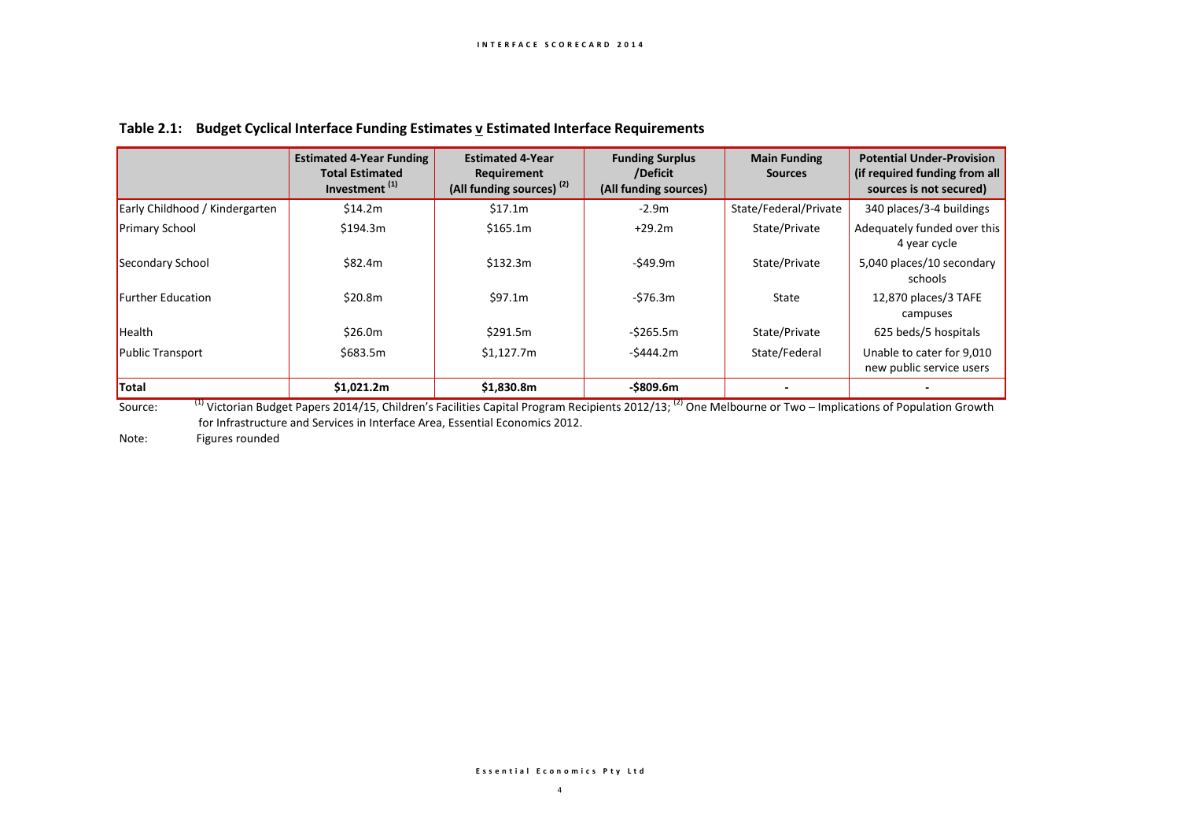**Table 2.1: Budget Cyclical Interface Funding Estimates v Estimated Interface Requirements**

| | Estimated 4-Year Funding Total Estimated Investment [1] | Estimated 4-Year Requirement (All funding sources) [2] | Funding Surplus /Deficit (All funding sources) | Main Funding Sources | Potential Under-Provision (if required funding from all sources is not secured) |
|---|---|---|---|---|---|
| Early Childhood / Kindergarten | $14.2m | $17.1m | -2.9m | State/Federal/Private | 340 places/3-4 buildings |
| Primary School | $194.3m | $165.1m | +29.2m | State/Private | Adequately funded over this 4 year cycle |
| Secondary School | $82.4m | $132.3m | -$49.9m | State/Private | 5,040 places/10 secondary schools |
| Further Education | $20.8m | $97.1m | -$76.3m | State | 12,870 places/3 TAFE campuses |
| Health | $26.0m | $291.5m | -$265.5m | State/Private | 625 beds/5 hospitals |
| Public Transport | $683.5m | $1,127.7m | -$444.2m | State/Federal | Unable to cater for 9,010 new public service users |
| **Total** | **$1,021.2m** | **$1,830.8m** | **-$809.6m** | - | - |

Source: [1] Victorian Budget Papers 2014/15, Children's Facilities Capital Program Recipients 2012/13; [2] One Melbourne or Two – Implications of Population Growth for Infrastructure and Services in Interface Area, Essential Economics 2012.

Note: Figures rounded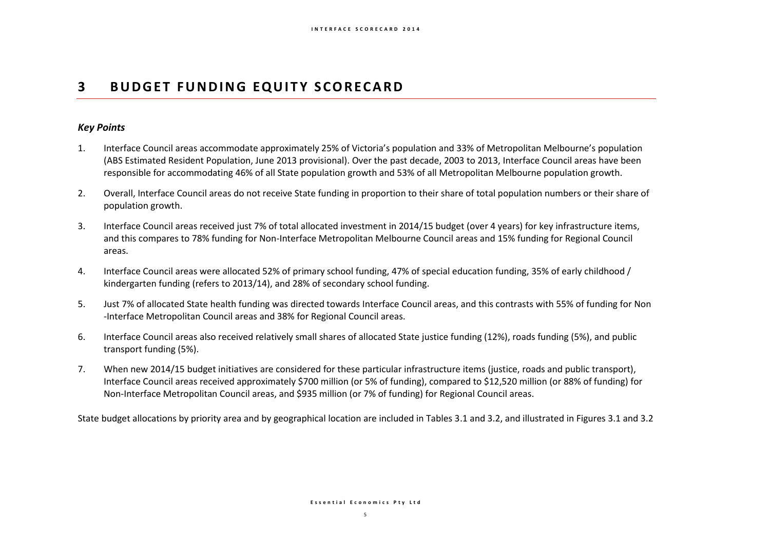# 3 BUDGET FUNDING EQUITY SCORECARD

***Key Points***

1. Interface Council areas accommodate approximately 25% of Victoria's population and 33% of Metropolitan Melbourne's population (ABS Estimated Resident Population, June 2013 provisional). Over the past decade, 2003 to 2013, Interface Council areas have been responsible for accommodating 46% of all State population growth and 53% of all Metropolitan Melbourne population growth.

2. Overall, Interface Council areas do not receive State funding in proportion to their share of total population numbers or their share of population growth.

3. Interface Council areas received just 7% of total allocated investment in 2014/15 budget (over 4 years) for key infrastructure items, and this compares to 78% funding for Non-Interface Metropolitan Melbourne Council areas and 15% funding for Regional Council areas.

4. Interface Council areas were allocated 52% of primary school funding, 47% of special education funding, 35% of early childhood / kindergarten funding (refers to 2013/14), and 28% of secondary school funding.

5. Just 7% of allocated State health funding was directed towards Interface Council areas, and this contrasts with 55% of funding for Non -Interface Metropolitan Council areas and 38% for Regional Council areas.

6. Interface Council areas also received relatively small shares of allocated State justice funding (12%), roads funding (5%), and public transport funding (5%).

7. When new 2014/15 budget initiatives are considered for these particular infrastructure items (justice, roads and public transport), Interface Council areas received approximately \$700 million (or 5% of funding), compared to \$12,520 million (or 88% of funding) for Non-Interface Metropolitan Council areas, and \$935 million (or 7% of funding) for Regional Council areas.

State budget allocations by priority area and by geographical location are included in Tables 3.1 and 3.2, and illustrated in Figures 3.1 and 3.2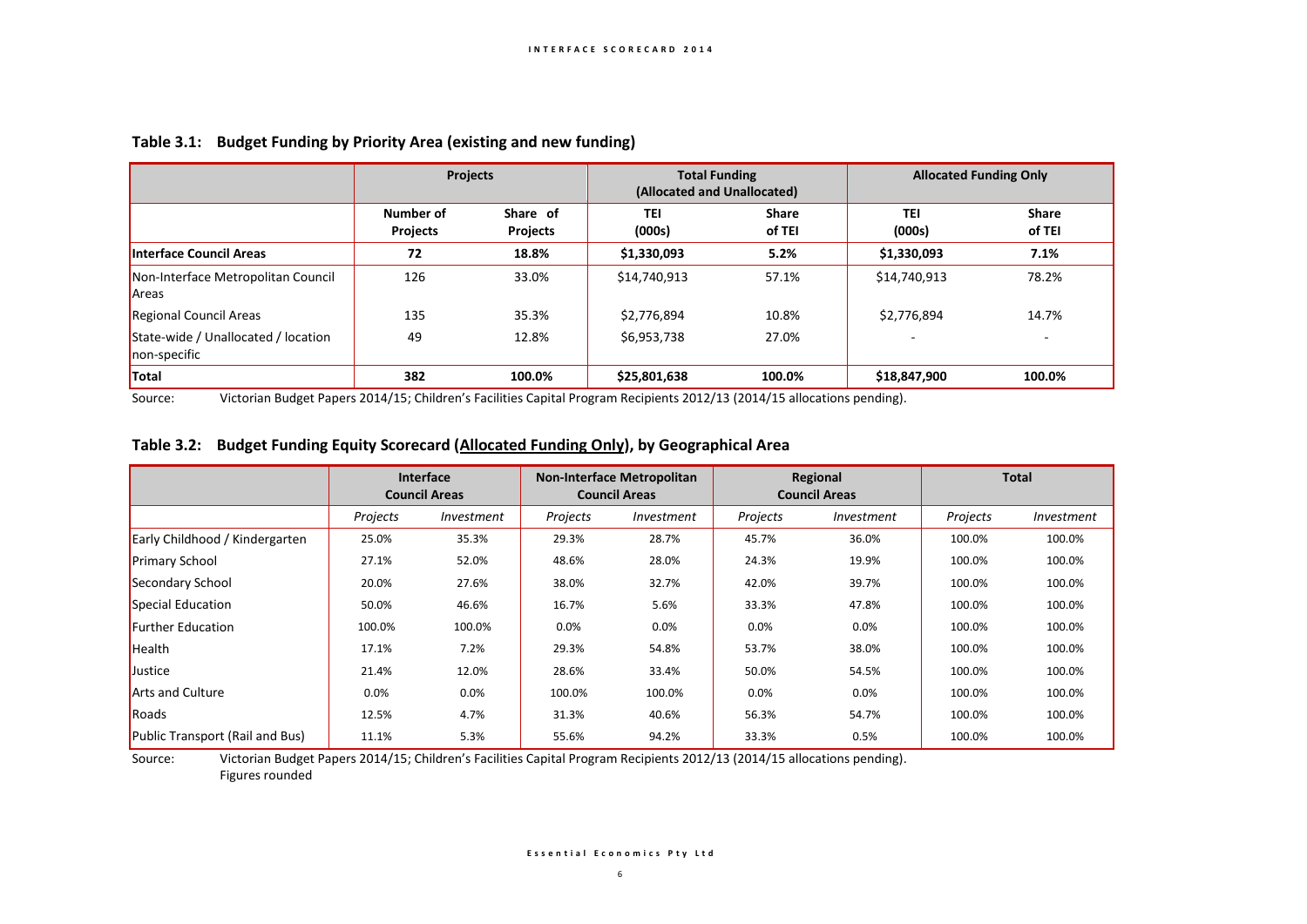## Table 3.1: Budget Funding by Priority Area (existing and new funding)

| | Projects | | Total Funding (Allocated and Unallocated) | | Allocated Funding Only | |
|---|---|---|---|---|---|---|
| | Number of Projects | Share of Projects | TEI (000s) | Share of TEI | TEI (000s) | Share of TEI |
| **Interface Council Areas** | **72** | **18.8%** | **$1,330,093** | **5.2%** | **$1,330,093** | **7.1%** |
| Non-Interface Metropolitan Council Areas | 126 | 33.0% | $14,740,913 | 57.1% | $14,740,913 | 78.2% |
| Regional Council Areas | 135 | 35.3% | $2,776,894 | 10.8% | $2,776,894 | 14.7% |
| State-wide / Unallocated / location non-specific | 49 | 12.8% | $6,953,738 | 27.0% | - | - |
| **Total** | **382** | **100.0%** | **$25,801,638** | **100.0%** | **$18,847,900** | **100.0%** |

Source: Victorian Budget Papers 2014/15; Children's Facilities Capital Program Recipients 2012/13 (2014/15 allocations pending).

## Table 3.2: Budget Funding Equity Scorecard (Allocated Funding Only), by Geographical Area

| | Interface Council Areas | | Non-Interface Metropolitan Council Areas | | Regional Council Areas | | Total | |
|---|---|---|---|---|---|---|---|---|
| | *Projects* | *Investment* | *Projects* | *Investment* | *Projects* | *Investment* | *Projects* | *Investment* |
| Early Childhood / Kindergarten | 25.0% | 35.3% | 29.3% | 28.7% | 45.7% | 36.0% | 100.0% | 100.0% |
| Primary School | 27.1% | 52.0% | 48.6% | 28.0% | 24.3% | 19.9% | 100.0% | 100.0% |
| Secondary School | 20.0% | 27.6% | 38.0% | 32.7% | 42.0% | 39.7% | 100.0% | 100.0% |
| Special Education | 50.0% | 46.6% | 16.7% | 5.6% | 33.3% | 47.8% | 100.0% | 100.0% |
| Further Education | 100.0% | 100.0% | 0.0% | 0.0% | 0.0% | 0.0% | 100.0% | 100.0% |
| Health | 17.1% | 7.2% | 29.3% | 54.8% | 53.7% | 38.0% | 100.0% | 100.0% |
| Justice | 21.4% | 12.0% | 28.6% | 33.4% | 50.0% | 54.5% | 100.0% | 100.0% |
| Arts and Culture | 0.0% | 0.0% | 100.0% | 100.0% | 0.0% | 0.0% | 100.0% | 100.0% |
| Roads | 12.5% | 4.7% | 31.3% | 40.6% | 56.3% | 54.7% | 100.0% | 100.0% |
| Public Transport (Rail and Bus) | 11.1% | 5.3% | 55.6% | 94.2% | 33.3% | 0.5% | 100.0% | 100.0% |

Source: Victorian Budget Papers 2014/15; Children's Facilities Capital Program Recipients 2012/13 (2014/15 allocations pending). Figures rounded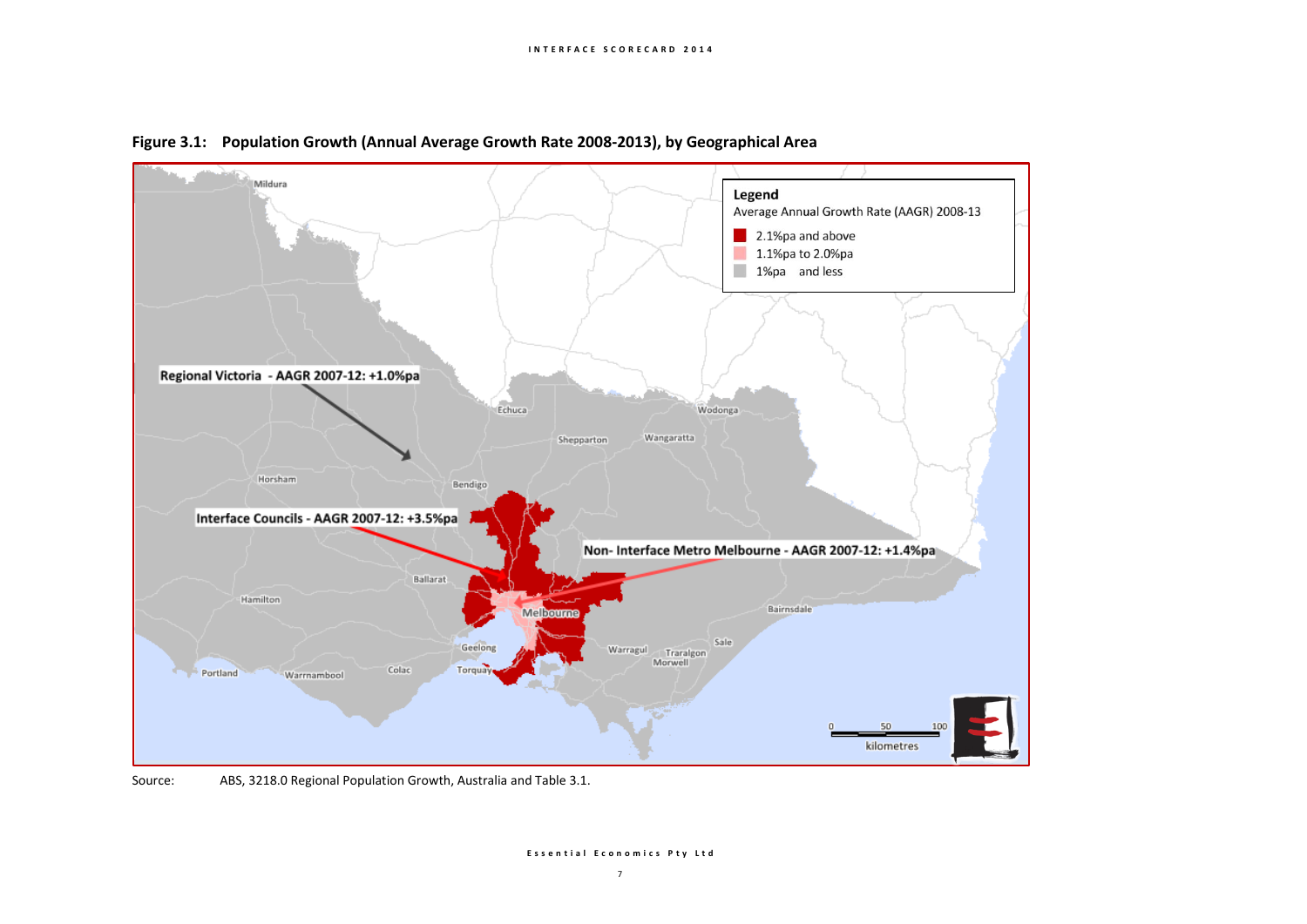**Figure 3.1: Population Growth (Annual Average Growth Rate 2008-2013), by Geographical Area**

Legend
Average Annual Growth Rate (AAGR) 2008-13
- 2.1%pa and above
- 1.1%pa to 2.0%pa
- 1%pa and less

Regional Victoria - AAGR 2007-12: +1.0%pa

Interface Councils - AAGR 2007-12: +3.5%pa

Non- Interface Metro Melbourne - AAGR 2007-12: +1.4%pa

Source: ABS, 3218.0 Regional Population Growth, Australia and Table 3.1.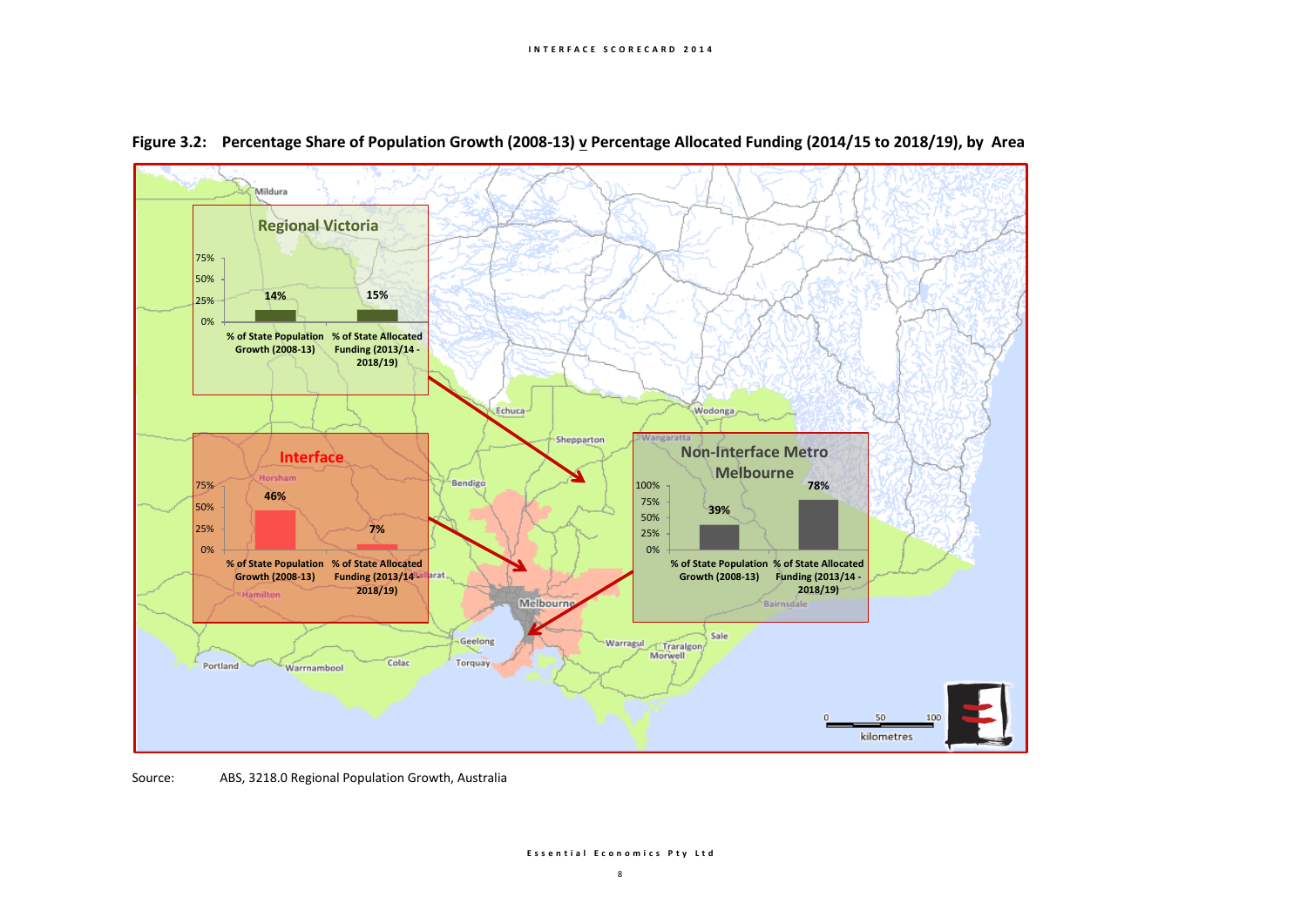**Figure 3.2: Percentage Share of Population Growth (2008-13) v Percentage Allocated Funding (2014/15 to 2018/19), by Area**

**Regional Victoria**

| | % of State Population Growth (2008-13) | % of State Allocated Funding (2013/14 - 2018/19) |
|---|---|---|
| Regional Victoria | 14% | 15% |

**Interface**

| | % of State Population Growth (2008-13) | % of State Allocated Funding (2013/14 - 2018/19) |
|---|---|---|
| Interface | 46% | 7% |

**Non-Interface Metro Melbourne**

| | % of State Population Growth (2008-13) | % of State Allocated Funding (2013/14 - 2018/19) |
|---|---|---|
| Non-Interface Metro Melbourne | 39% | 78% |

Source: ABS, 3218.0 Regional Population Growth, Australia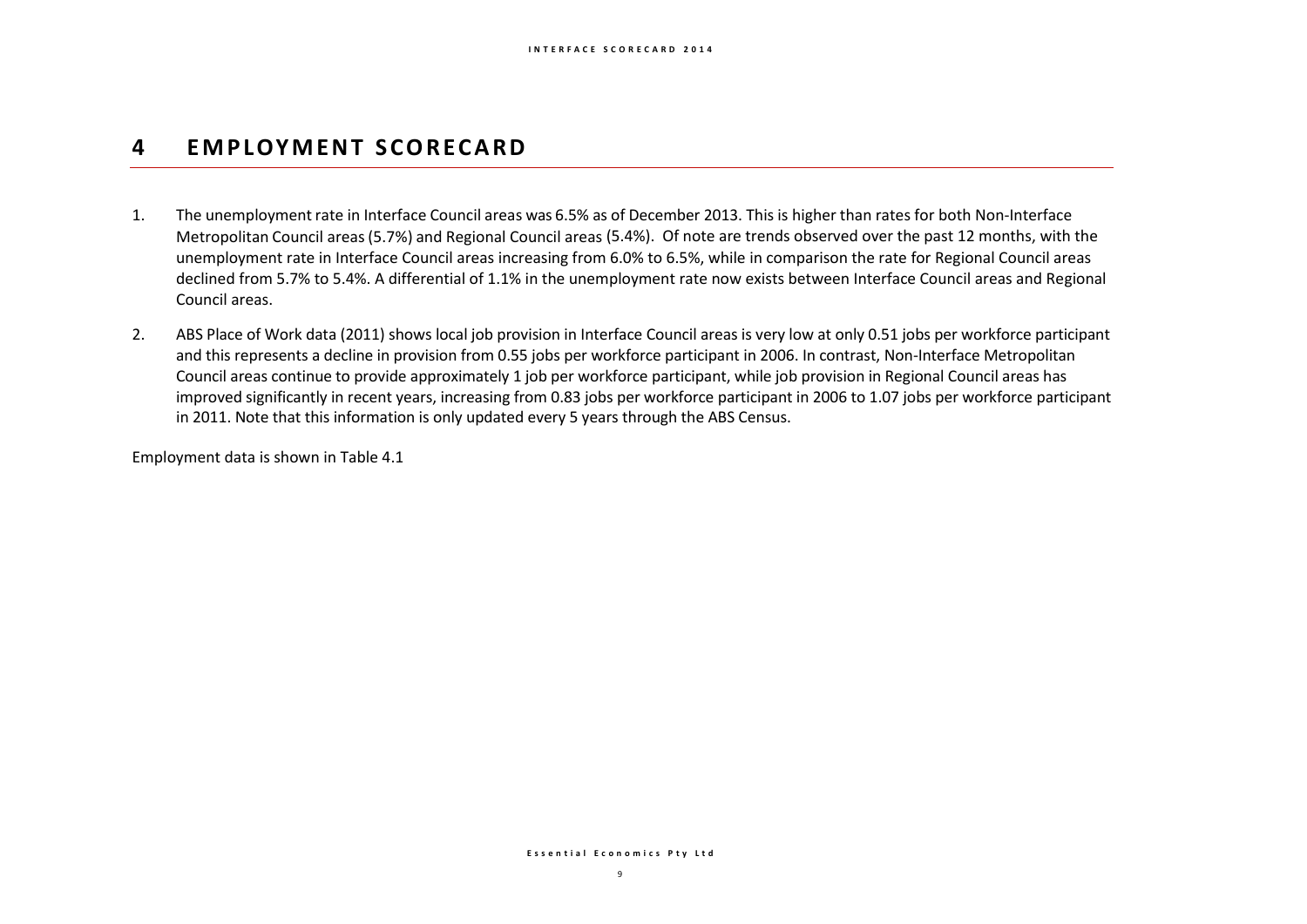# 4 EMPLOYMENT SCORECARD

1. The unemployment rate in Interface Council areas was 6.5% as of December 2013. This is higher than rates for both Non-Interface Metropolitan Council areas (5.7%) and Regional Council areas (5.4%). Of note are trends observed over the past 12 months, with the unemployment rate in Interface Council areas increasing from 6.0% to 6.5%, while in comparison the rate for Regional Council areas declined from 5.7% to 5.4%. A differential of 1.1% in the unemployment rate now exists between Interface Council areas and Regional Council areas.

2. ABS Place of Work data (2011) shows local job provision in Interface Council areas is very low at only 0.51 jobs per workforce participant and this represents a decline in provision from 0.55 jobs per workforce participant in 2006. In contrast, Non-Interface Metropolitan Council areas continue to provide approximately 1 job per workforce participant, while job provision in Regional Council areas has improved significantly in recent years, increasing from 0.83 jobs per workforce participant in 2006 to 1.07 jobs per workforce participant in 2011. Note that this information is only updated every 5 years through the ABS Census.

Employment data is shown in Table 4.1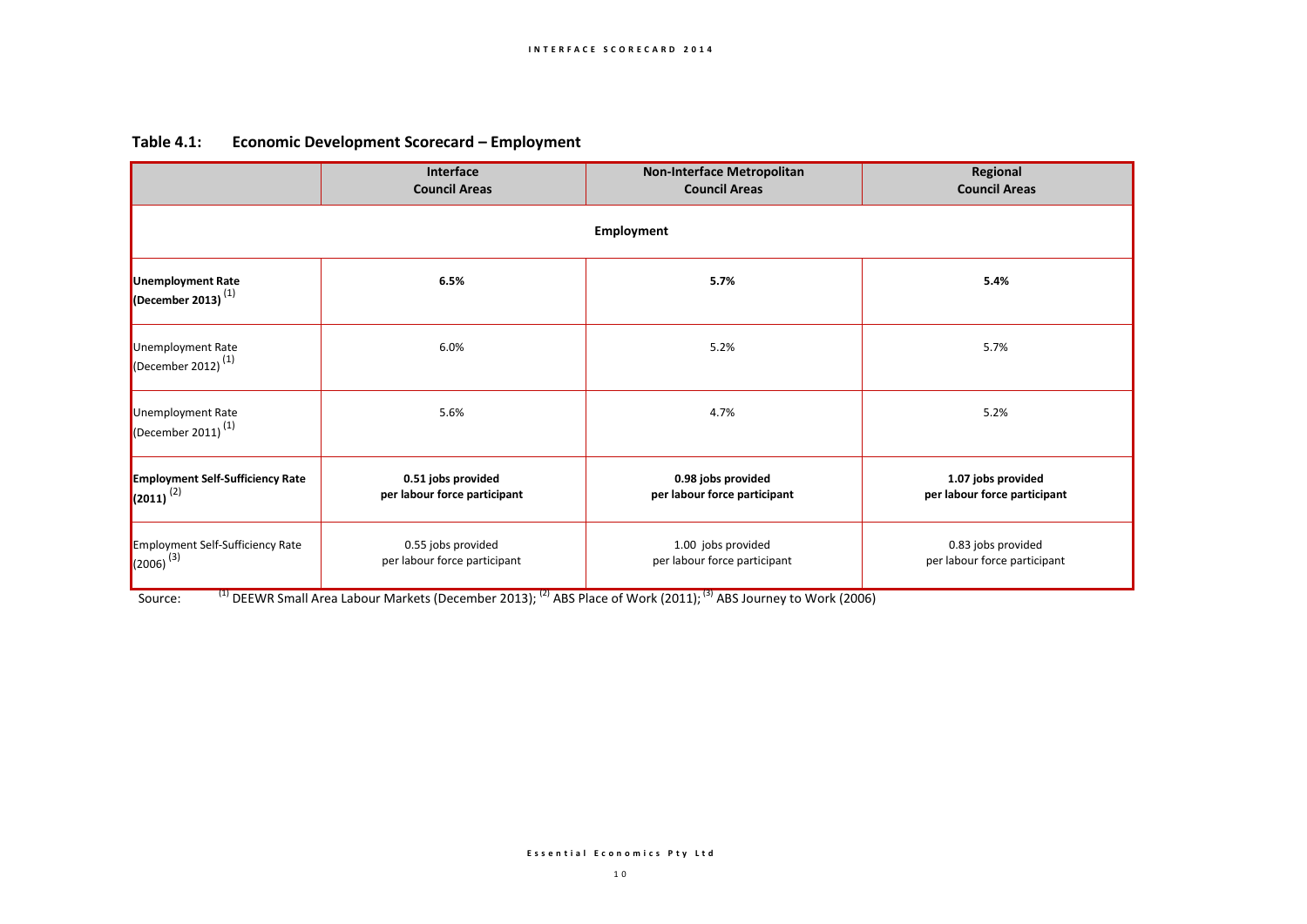**Table 4.1: Economic Development Scorecard – Employment**

| | Interface Council Areas | Non-Interface Metropolitan Council Areas | Regional Council Areas |
|---|---|---|---|
| **Employment** | | | |
| **Unemployment Rate (December 2013)** [(1)] | **6.5%** | **5.7%** | **5.4%** |
| Unemployment Rate (December 2012) [(1)] | 6.0% | 5.2% | 5.7% |
| Unemployment Rate (December 2011) [(1)] | 5.6% | 4.7% | 5.2% |
| **Employment Self-Sufficiency Rate (2011)** [(2)] | **0.51 jobs provided per labour force participant** | **0.98 jobs provided per labour force participant** | **1.07 jobs provided per labour force participant** |
| Employment Self-Sufficiency Rate (2006) [(3)] | 0.55 jobs provided per labour force participant | 1.00 jobs provided per labour force participant | 0.83 jobs provided per labour force participant |

Source: [(1)] DEEWR Small Area Labour Markets (December 2013); [(2)] ABS Place of Work (2011); [(3)] ABS Journey to Work (2006)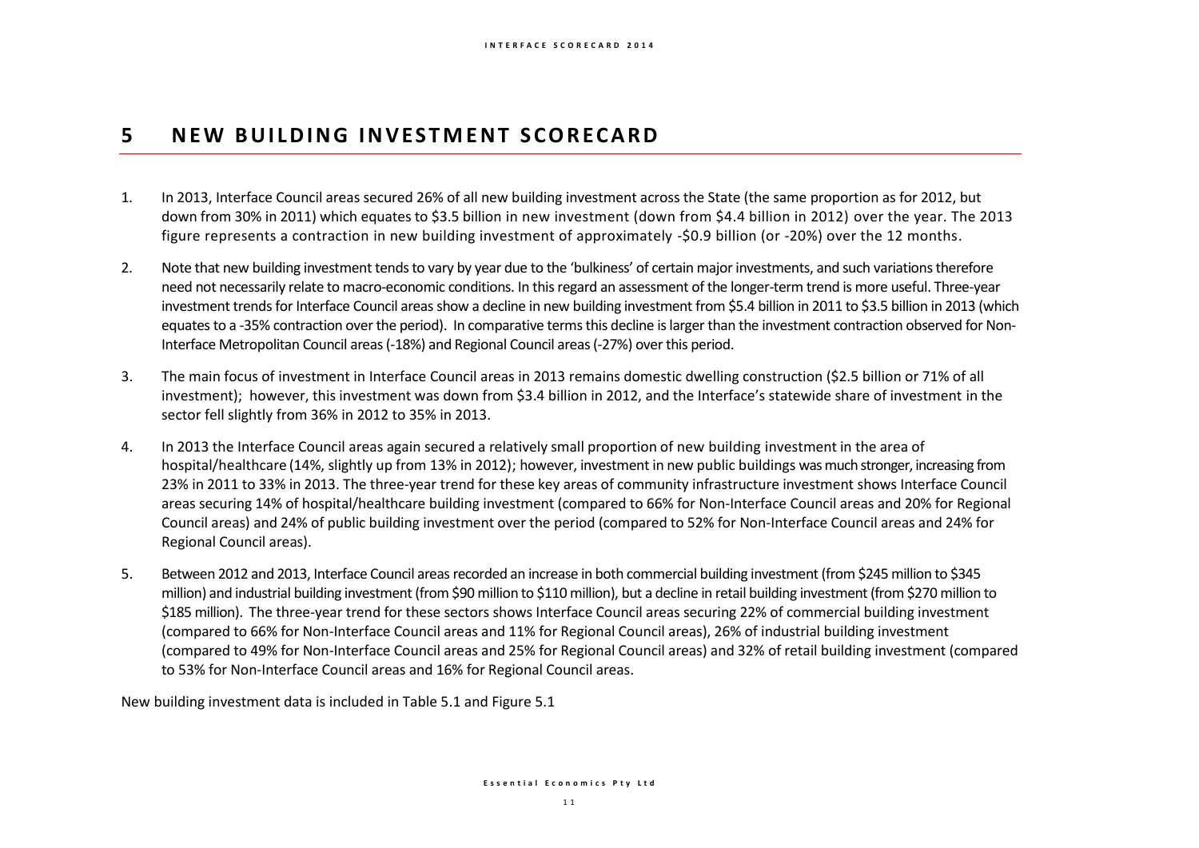# 5 NEW BUILDING INVESTMENT SCORECARD

1. In 2013, Interface Council areas secured 26% of all new building investment across the State (the same proportion as for 2012, but down from 30% in 2011) which equates to $3.5 billion in new investment (down from $4.4 billion in 2012) over the year. The 2013 figure represents a contraction in new building investment of approximately -$0.9 billion (or -20%) over the 12 months.

2. Note that new building investment tends to vary by year due to the 'bulkiness' of certain major investments, and such variations therefore need not necessarily relate to macro-economic conditions. In this regard an assessment of the longer-term trend is more useful. Three-year investment trends for Interface Council areas show a decline in new building investment from $5.4 billion in 2011 to $3.5 billion in 2013 (which equates to a -35% contraction over the period). In comparative terms this decline is larger than the investment contraction observed for Non-Interface Metropolitan Council areas (-18%) and Regional Council areas (-27%) over this period.

3. The main focus of investment in Interface Council areas in 2013 remains domestic dwelling construction ($2.5 billion or 71% of all investment); however, this investment was down from $3.4 billion in 2012, and the Interface's statewide share of investment in the sector fell slightly from 36% in 2012 to 35% in 2013.

4. In 2013 the Interface Council areas again secured a relatively small proportion of new building investment in the area of hospital/healthcare (14%, slightly up from 13% in 2012); however, investment in new public buildings was much stronger, increasing from 23% in 2011 to 33% in 2013. The three-year trend for these key areas of community infrastructure investment shows Interface Council areas securing 14% of hospital/healthcare building investment (compared to 66% for Non-Interface Council areas and 20% for Regional Council areas) and 24% of public building investment over the period (compared to 52% for Non-Interface Council areas and 24% for Regional Council areas).

5. Between 2012 and 2013, Interface Council areas recorded an increase in both commercial building investment (from $245 million to $345 million) and industrial building investment (from $90 million to $110 million), but a decline in retail building investment (from $270 million to $185 million). The three-year trend for these sectors shows Interface Council areas securing 22% of commercial building investment (compared to 66% for Non-Interface Council areas and 11% for Regional Council areas), 26% of industrial building investment (compared to 49% for Non-Interface Council areas and 25% for Regional Council areas) and 32% of retail building investment (compared to 53% for Non-Interface Council areas and 16% for Regional Council areas.

New building investment data is included in Table 5.1 and Figure 5.1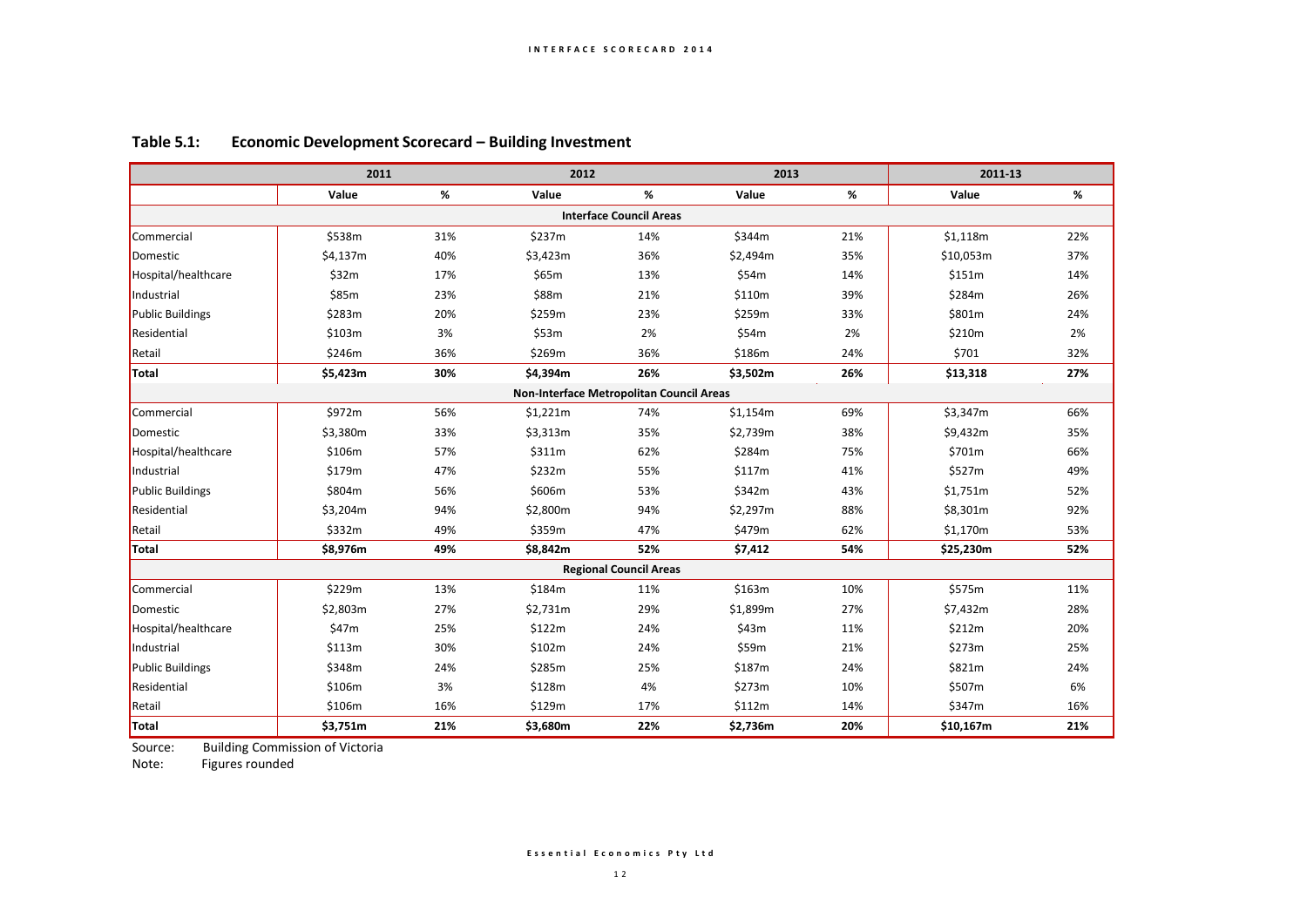## Table 5.1: Economic Development Scorecard – Building Investment

| | 2011 | | 2012 | | 2013 | | 2011-13 | |
|---|---|---|---|---|---|---|---|---|
| | Value | % | Value | % | Value | % | Value | % |
| **Interface Council Areas** | | | | | | | | |
| Commercial | $538m | 31% | $237m | 14% | $344m | 21% | $1,118m | 22% |
| Domestic | $4,137m | 40% | $3,423m | 36% | $2,494m | 35% | $10,053m | 37% |
| Hospital/healthcare | $32m | 17% | $65m | 13% | $54m | 14% | $151m | 14% |
| Industrial | $85m | 23% | $88m | 21% | $110m | 39% | $284m | 26% |
| Public Buildings | $283m | 20% | $259m | 23% | $259m | 33% | $801m | 24% |
| Residential | $103m | 3% | $53m | 2% | $54m | 2% | $210m | 2% |
| Retail | $246m | 36% | $269m | 36% | $186m | 24% | $701 | 32% |
| **Total** | **$5,423m** | **30%** | **$4,394m** | **26%** | **$3,502m** | **26%** | **$13,318** | **27%** |
| **Non-Interface Metropolitan Council Areas** | | | | | | | | |
| Commercial | $972m | 56% | $1,221m | 74% | $1,154m | 69% | $3,347m | 66% |
| Domestic | $3,380m | 33% | $3,313m | 35% | $2,739m | 38% | $9,432m | 35% |
| Hospital/healthcare | $106m | 57% | $311m | 62% | $284m | 75% | $701m | 66% |
| Industrial | $179m | 47% | $232m | 55% | $117m | 41% | $527m | 49% |
| Public Buildings | $804m | 56% | $606m | 53% | $342m | 43% | $1,751m | 52% |
| Residential | $3,204m | 94% | $2,800m | 94% | $2,297m | 88% | $8,301m | 92% |
| Retail | $332m | 49% | $359m | 47% | $479m | 62% | $1,170m | 53% |
| **Total** | **$8,976m** | **49%** | **$8,842m** | **52%** | **$7,412** | **54%** | **$25,230m** | **52%** |
| **Regional Council Areas** | | | | | | | | |
| Commercial | $229m | 13% | $184m | 11% | $163m | 10% | $575m | 11% |
| Domestic | $2,803m | 27% | $2,731m | 29% | $1,899m | 27% | $7,432m | 28% |
| Hospital/healthcare | $47m | 25% | $122m | 24% | $43m | 11% | $212m | 20% |
| Industrial | $113m | 30% | $102m | 24% | $59m | 21% | $273m | 25% |
| Public Buildings | $348m | 24% | $285m | 25% | $187m | 24% | $821m | 24% |
| Residential | $106m | 3% | $128m | 4% | $273m | 10% | $507m | 6% |
| Retail | $106m | 16% | $129m | 17% | $112m | 14% | $347m | 16% |
| **Total** | **$3,751m** | **21%** | **$3,680m** | **22%** | **$2,736m** | **20%** | **$10,167m** | **21%** |

Source: Building Commission of Victoria
Note: Figures rounded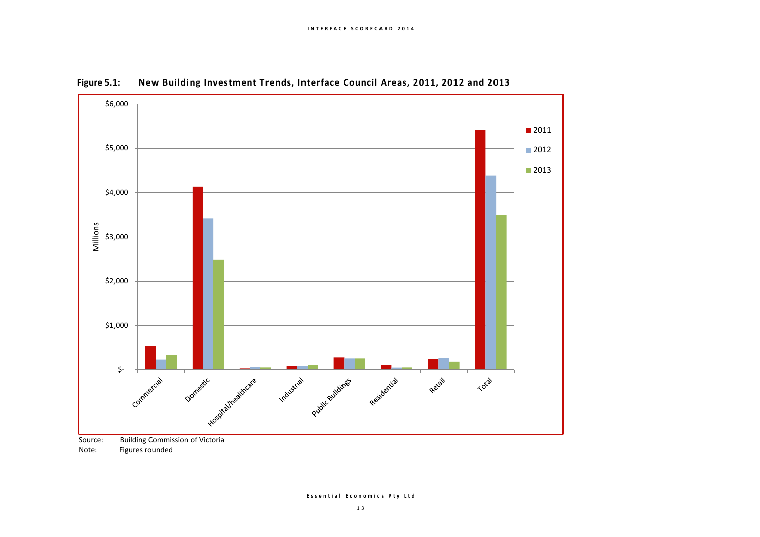**Figure 5.1: New Building Investment Trends, Interface Council Areas, 2011, 2012 and 2013**

Source: Building Commission of Victoria

Note: Figures rounded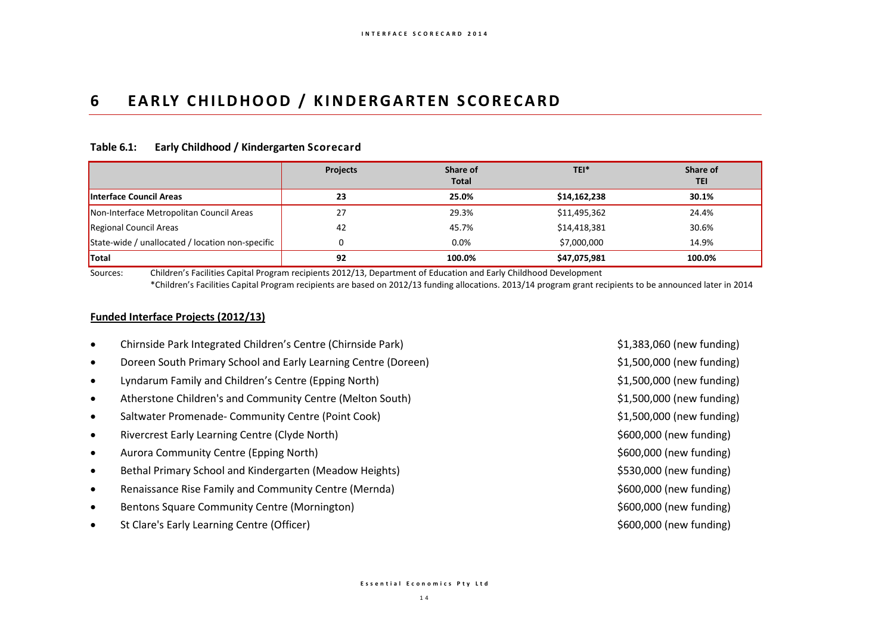# 6 EARLY CHILDHOOD / KINDERGARTEN SCORECARD

**Table 6.1: Early Childhood / Kindergarten Scorecard**

| | Projects | Share of Total | TEI* | Share of TEI |
|---|---|---|---|---|
| **Interface Council Areas** | **23** | **25.0%** | **$14,162,238** | **30.1%** |
| Non-Interface Metropolitan Council Areas | 27 | 29.3% | $11,495,362 | 24.4% |
| Regional Council Areas | 42 | 45.7% | $14,418,381 | 30.6% |
| State-wide / unallocated / location non-specific | 0 | 0.0% | $7,000,000 | 14.9% |
| **Total** | **92** | **100.0%** | **$47,075,981** | **100.0%** |

Sources: Children's Facilities Capital Program recipients 2012/13, Department of Education and Early Childhood Development

*Children's Facilities Capital Program recipients are based on 2012/13 funding allocations. 2013/14 program grant recipients to be announced later in 2014

**Funded Interface Projects (2012/13)**

- Chirnside Park Integrated Children's Centre (Chirnside Park) — $1,383,060 (new funding)
- Doreen South Primary School and Early Learning Centre (Doreen) — $1,500,000 (new funding)
- Lyndarum Family and Children's Centre (Epping North) — $1,500,000 (new funding)
- Atherstone Children's and Community Centre (Melton South) — $1,500,000 (new funding)
- Saltwater Promenade- Community Centre (Point Cook) — $1,500,000 (new funding)
- Rivercrest Early Learning Centre (Clyde North) — $600,000 (new funding)
- Aurora Community Centre (Epping North) — $600,000 (new funding)
- Bethal Primary School and Kindergarten (Meadow Heights) — $530,000 (new funding)
- Renaissance Rise Family and Community Centre (Mernda) — $600,000 (new funding)
- Bentons Square Community Centre (Mornington) — $600,000 (new funding)
- St Clare's Early Learning Centre (Officer) — $600,000 (new funding)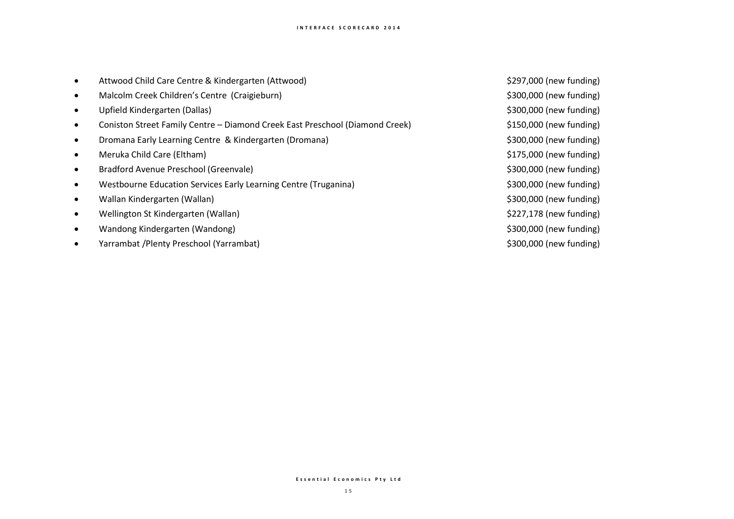- Attwood Child Care Centre & Kindergarten (Attwood) $297,000 (new funding)
- Malcolm Creek Children's Centre (Craigieburn) $300,000 (new funding)
- Upfield Kindergarten (Dallas) $300,000 (new funding)
- Coniston Street Family Centre – Diamond Creek East Preschool (Diamond Creek) $150,000 (new funding)
- Dromana Early Learning Centre & Kindergarten (Dromana) $300,000 (new funding)
- Meruka Child Care (Eltham) $175,000 (new funding)
- Bradford Avenue Preschool (Greenvale) $300,000 (new funding)
- Westbourne Education Services Early Learning Centre (Truganina) $300,000 (new funding)
- Wallan Kindergarten (Wallan) $300,000 (new funding)
- Wellington St Kindergarten (Wallan) $227,178 (new funding)
- Wandong Kindergarten (Wandong) $300,000 (new funding)
- Yarrambat /Plenty Preschool (Yarrambat) $300,000 (new funding)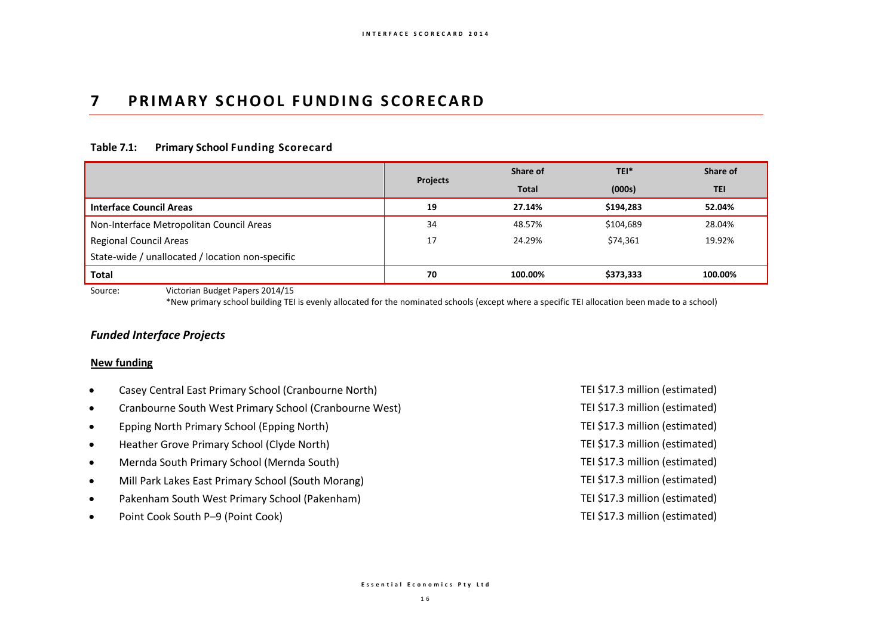# 7 PRIMARY SCHOOL FUNDING SCORECARD

**Table 7.1: Primary School Funding Scorecard**

| | Projects | Share of Total | TEI* (000s) | Share of TEI |
|---|---|---|---|---|
| **Interface Council Areas** | **19** | **27.14%** | **$194,283** | **52.04%** |
| Non-Interface Metropolitan Council Areas | 34 | 48.57% | $104,689 | 28.04% |
| Regional Council Areas | 17 | 24.29% | $74,361 | 19.92% |
| State-wide / unallocated / location non-specific | | | | |
| **Total** | **70** | **100.00%** | **$373,333** | **100.00%** |

Source: Victorian Budget Papers 2014/15

*New primary school building TEI is evenly allocated for the nominated schools (except where a specific TEI allocation been made to a school)

### *Funded Interface Projects*

**New funding**

- Casey Central East Primary School (Cranbourne North) TEI $17.3 million (estimated)
- Cranbourne South West Primary School (Cranbourne West) TEI $17.3 million (estimated)
- Epping North Primary School (Epping North) TEI $17.3 million (estimated)
- Heather Grove Primary School (Clyde North) TEI $17.3 million (estimated)
- Mernda South Primary School (Mernda South) TEI $17.3 million (estimated)
- Mill Park Lakes East Primary School (South Morang) TEI $17.3 million (estimated)
- Pakenham South West Primary School (Pakenham) TEI $17.3 million (estimated)
- Point Cook South P–9 (Point Cook) TEI $17.3 million (estimated)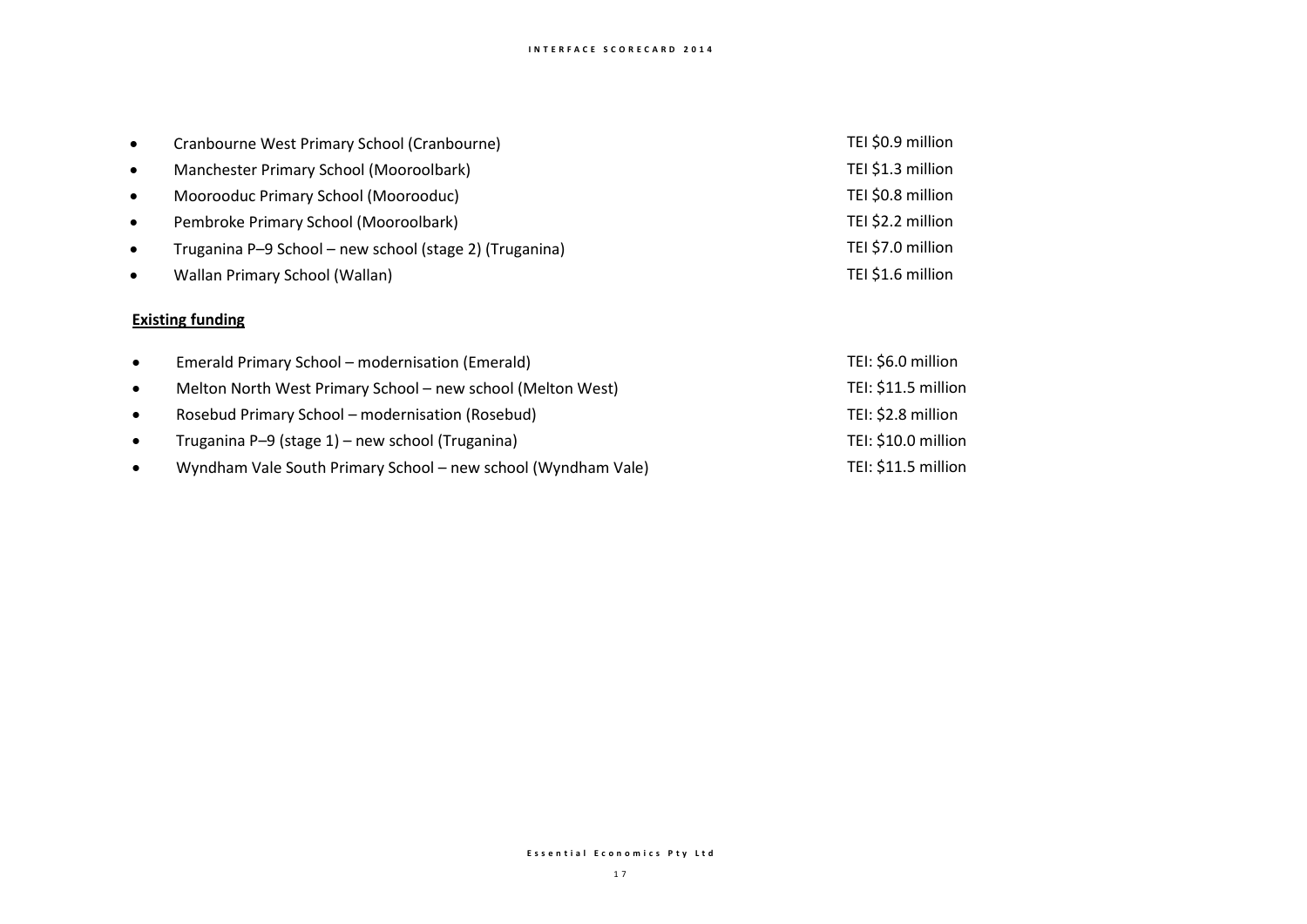- Cranbourne West Primary School (Cranbourne) TEI $0.9 million
- Manchester Primary School (Mooroolbark) TEI $1.3 million
- Moorooduc Primary School (Moorooduc) TEI $0.8 million
- Pembroke Primary School (Mooroolbark) TEI $2.2 million
- Truganina P–9 School – new school (stage 2) (Truganina) TEI $7.0 million
- Wallan Primary School (Wallan) TEI $1.6 million

**Existing funding**

- Emerald Primary School – modernisation (Emerald) TEI: $6.0 million
- Melton North West Primary School – new school (Melton West) TEI: $11.5 million
- Rosebud Primary School – modernisation (Rosebud) TEI: $2.8 million
- Truganina P–9 (stage 1) – new school (Truganina) TEI: $10.0 million
- Wyndham Vale South Primary School – new school (Wyndham Vale) TEI: $11.5 million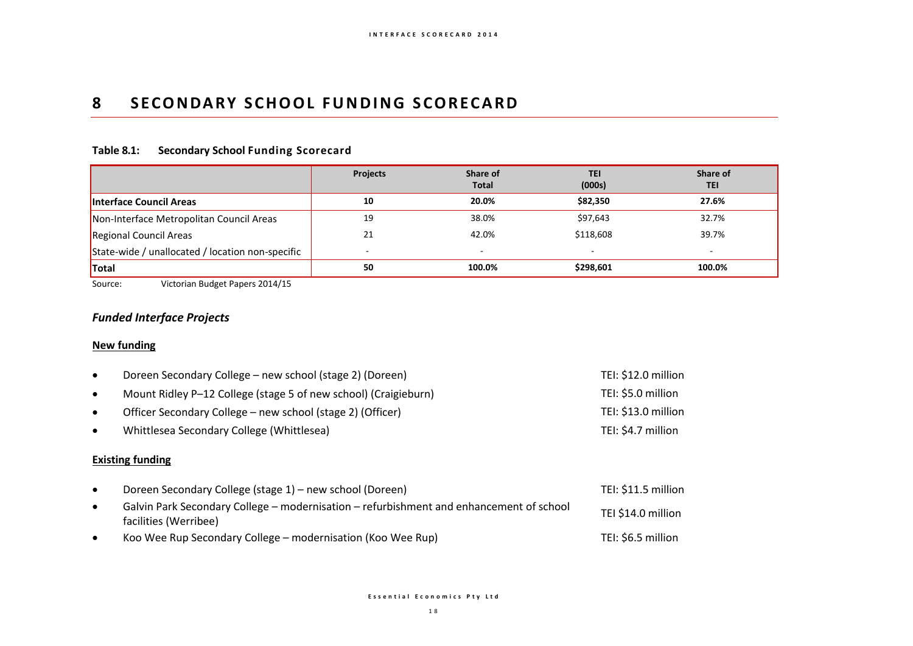# 8 SECONDARY SCHOOL FUNDING SCORECARD

**Table 8.1: Secondary School Funding Scorecard**

| | Projects | Share of Total | TEI (000s) | Share of TEI |
|---|---|---|---|---|
| **Interface Council Areas** | **10** | **20.0%** | **$82,350** | **27.6%** |
| Non-Interface Metropolitan Council Areas | 19 | 38.0% | $97,643 | 32.7% |
| Regional Council Areas | 21 | 42.0% | $118,608 | 39.7% |
| State-wide / unallocated / location non-specific | - | - | - | - |
| **Total** | **50** | **100.0%** | **$298,601** | **100.0%** |

Source: Victorian Budget Papers 2014/15

### *Funded Interface Projects*

**New funding**

- Doreen Secondary College – new school (stage 2) (Doreen) TEI: $12.0 million
- Mount Ridley P–12 College (stage 5 of new school) (Craigieburn) TEI: $5.0 million
- Officer Secondary College – new school (stage 2) (Officer) TEI: $13.0 million
- Whittlesea Secondary College (Whittlesea) TEI: $4.7 million

**Existing funding**

- Doreen Secondary College (stage 1) – new school (Doreen) TEI: $11.5 million
- Galvin Park Secondary College – modernisation – refurbishment and enhancement of school facilities (Werribee) TEI $14.0 million
- Koo Wee Rup Secondary College – modernisation (Koo Wee Rup) TEI: $6.5 million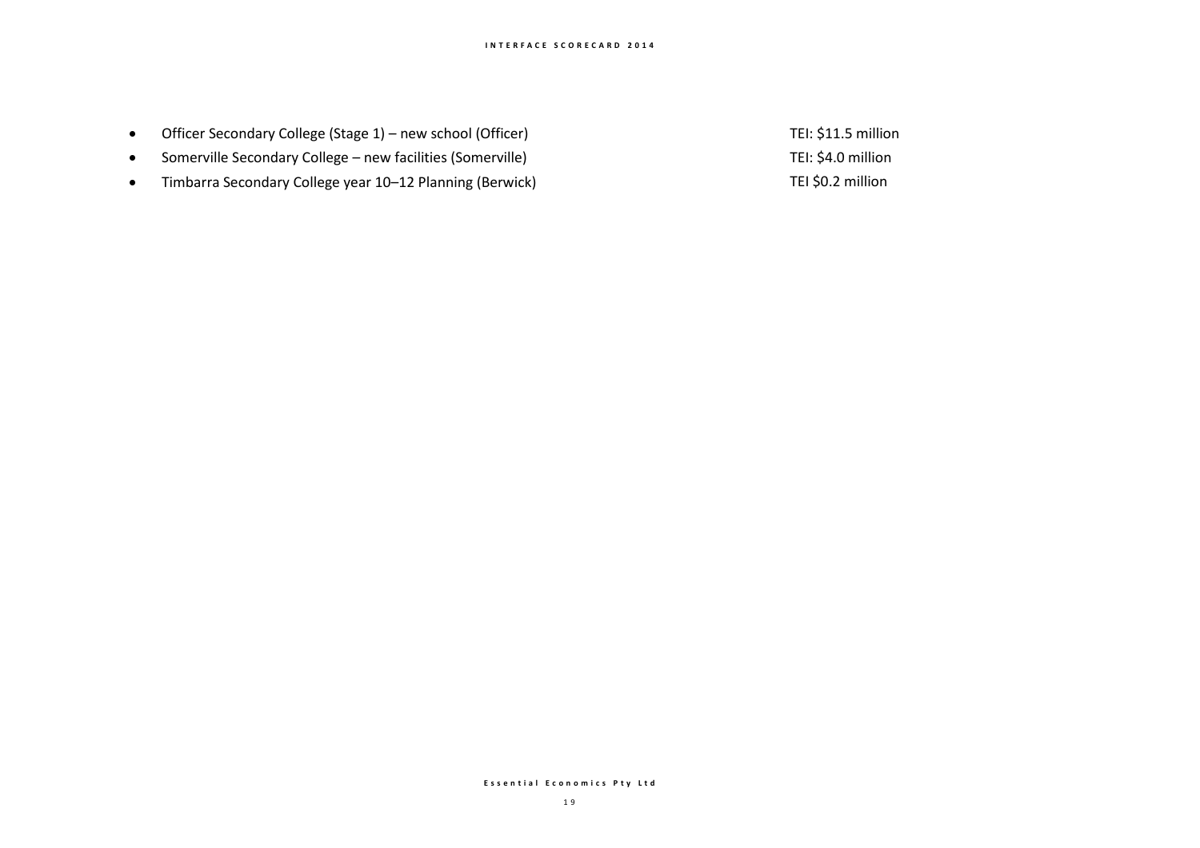- Officer Secondary College (Stage 1) – new school (Officer) TEI: $11.5 million
- Somerville Secondary College – new facilities (Somerville) TEI: $4.0 million
- Timbarra Secondary College year 10–12 Planning (Berwick) TEI $0.2 million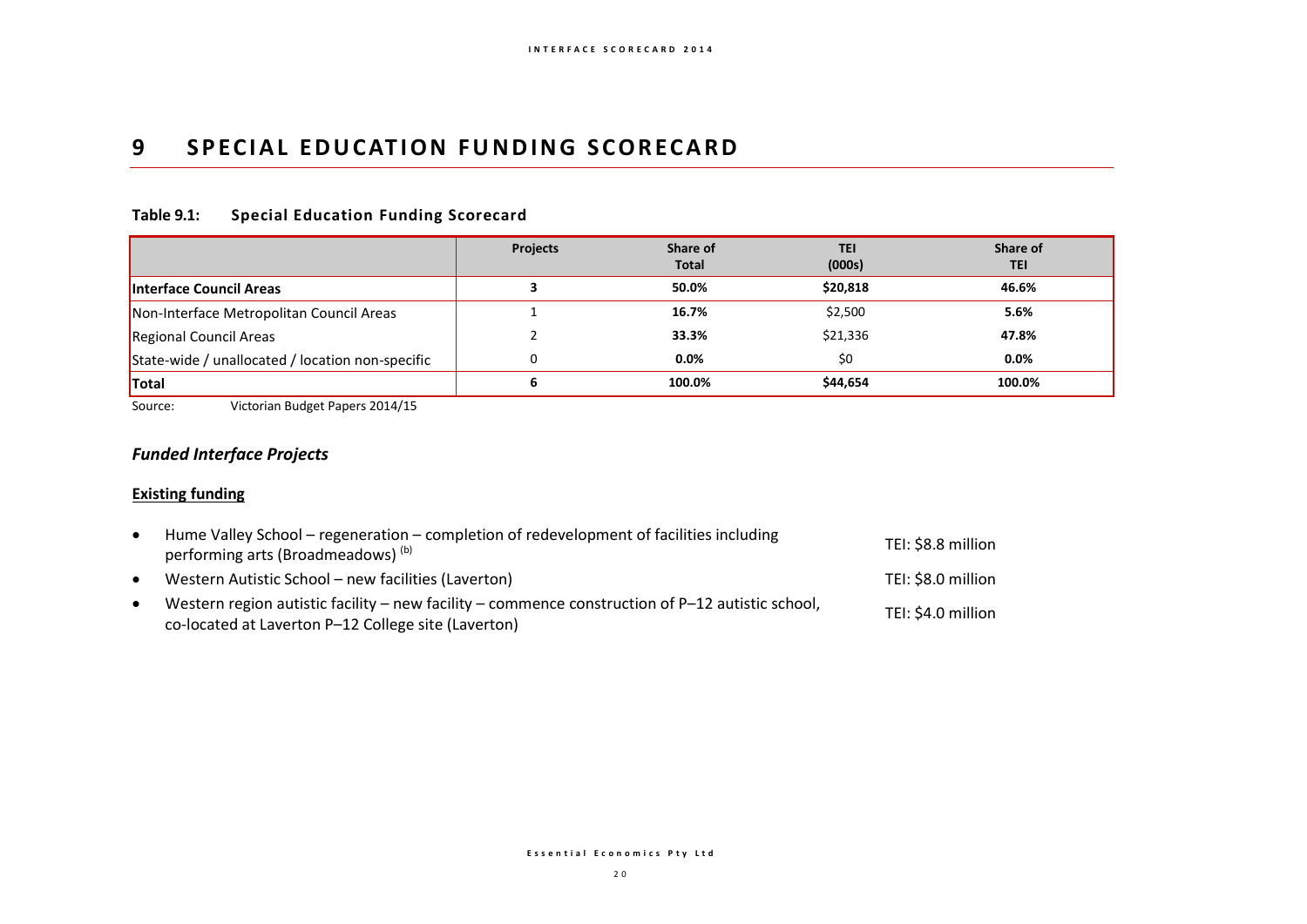# 9 SPECIAL EDUCATION FUNDING SCORECARD

**Table 9.1: Special Education Funding Scorecard**

| | Projects | Share of Total | TEI (000s) | Share of TEI |
|---|---|---|---|---|
| **Interface Council Areas** | **3** | **50.0%** | **$20,818** | **46.6%** |
| Non-Interface Metropolitan Council Areas | 1 | **16.7%** | $2,500 | **5.6%** |
| Regional Council Areas | 2 | **33.3%** | $21,336 | **47.8%** |
| State-wide / unallocated / location non-specific | 0 | **0.0%** | $0 | **0.0%** |
| **Total** | **6** | **100.0%** | **$44,654** | **100.0%** |

Source: Victorian Budget Papers 2014/15

### *Funded Interface Projects*

**Existing funding**

- Hume Valley School – regeneration – completion of redevelopment of facilities including performing arts (Broadmeadows) [(b)] — TEI: $8.8 million
- Western Autistic School – new facilities (Laverton) — TEI: $8.0 million
- Western region autistic facility – new facility – commence construction of P–12 autistic school, co-located at Laverton P–12 College site (Laverton) — TEI: $4.0 million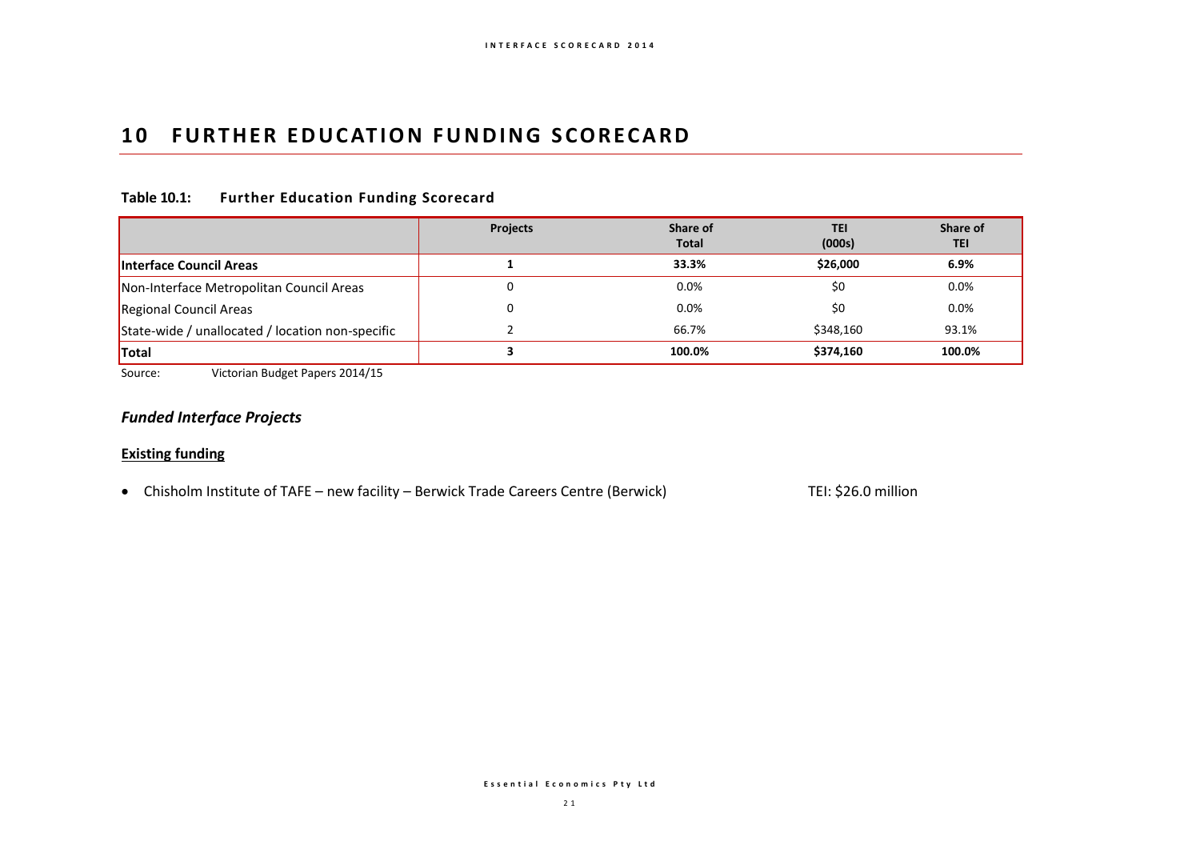# 10 FURTHER EDUCATION FUNDING SCORECARD

### Table 10.1: Further Education Funding Scorecard

| | Projects | Share of Total | TEI (000s) | Share of TEI |
|---|---|---|---|---|
| **Interface Council Areas** | **1** | **33.3%** | **$26,000** | **6.9%** |
| Non-Interface Metropolitan Council Areas | 0 | 0.0% | $0 | 0.0% |
| Regional Council Areas | 0 | 0.0% | $0 | 0.0% |
| State-wide / unallocated / location non-specific | 2 | 66.7% | $348,160 | 93.1% |
| **Total** | **3** | **100.0%** | **$374,160** | **100.0%** |

Source: Victorian Budget Papers 2014/15

## *Funded Interface Projects*

**Existing funding**

- Chisholm Institute of TAFE – new facility – Berwick Trade Careers Centre (Berwick) TEI: $26.0 million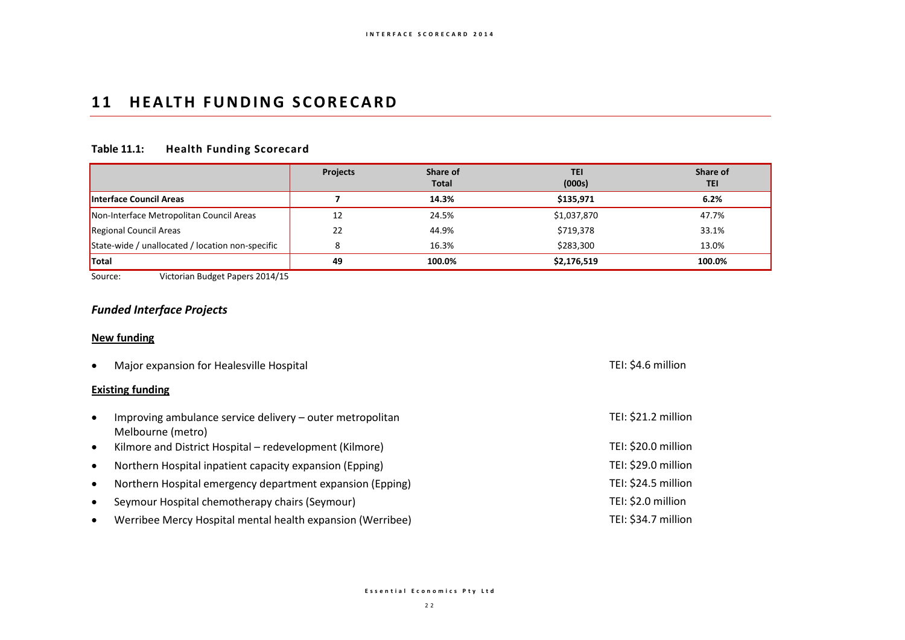# 11 HEALTH FUNDING SCORECARD

**Table 11.1: Health Funding Scorecard**

| | Projects | Share of Total | TEI (000s) | Share of TEI |
|---|---|---|---|---|
| **Interface Council Areas** | **7** | **14.3%** | **$135,971** | **6.2%** |
| Non-Interface Metropolitan Council Areas | 12 | 24.5% | $1,037,870 | 47.7% |
| Regional Council Areas | 22 | 44.9% | $719,378 | 33.1% |
| State-wide / unallocated / location non-specific | 8 | 16.3% | $283,300 | 13.0% |
| **Total** | **49** | **100.0%** | **$2,176,519** | **100.0%** |

Source: Victorian Budget Papers 2014/15

## *Funded Interface Projects*

**New funding**

- Major expansion for Healesville Hospital — TEI: $4.6 million

**Existing funding**

- Improving ambulance service delivery – outer metropolitan Melbourne (metro) — TEI: $21.2 million
- Kilmore and District Hospital – redevelopment (Kilmore) — TEI: $20.0 million
- Northern Hospital inpatient capacity expansion (Epping) — TEI: $29.0 million
- Northern Hospital emergency department expansion (Epping) — TEI: $24.5 million
- Seymour Hospital chemotherapy chairs (Seymour) — TEI: $2.0 million
- Werribee Mercy Hospital mental health expansion (Werribee) — TEI: $34.7 million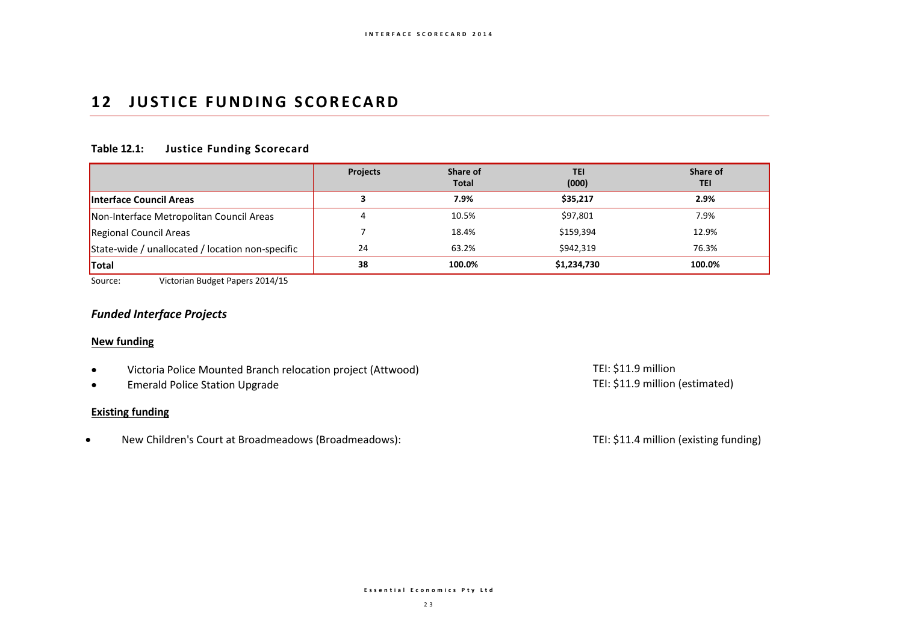# 12 JUSTICE FUNDING SCORECARD

**Table 12.1: Justice Funding Scorecard**

| | Projects | Share of Total | TEI (000) | Share of TEI |
|---|---|---|---|---|
| **Interface Council Areas** | **3** | **7.9%** | **$35,217** | **2.9%** |
| Non-Interface Metropolitan Council Areas | 4 | 10.5% | $97,801 | 7.9% |
| Regional Council Areas | 7 | 18.4% | $159,394 | 12.9% |
| State-wide / unallocated / location non-specific | 24 | 63.2% | $942,319 | 76.3% |
| **Total** | **38** | **100.0%** | **$1,234,730** | **100.0%** |

Source: Victorian Budget Papers 2014/15

### *Funded Interface Projects*

**New funding**

- Victoria Police Mounted Branch relocation project (Attwood) — TEI: $11.9 million
- Emerald Police Station Upgrade — TEI: $11.9 million (estimated)

**Existing funding**

- New Children's Court at Broadmeadows (Broadmeadows): — TEI: $11.4 million (existing funding)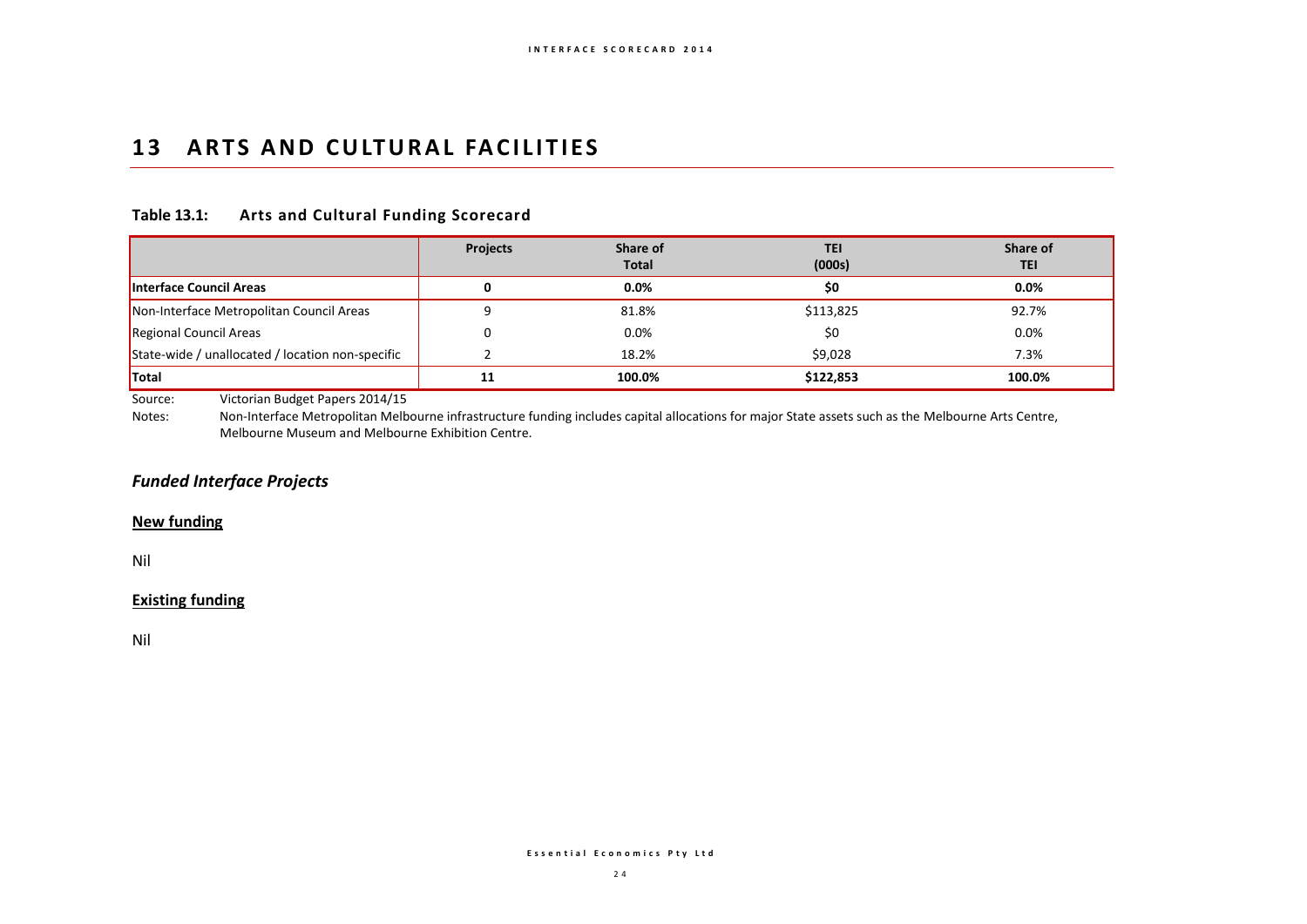# 13 ARTS AND CULTURAL FACILITIES

### Table 13.1: Arts and Cultural Funding Scorecard

| | Projects | Share of Total | TEI (000s) | Share of TEI |
|---|---|---|---|---|
| **Interface Council Areas** | **0** | **0.0%** | **$0** | **0.0%** |
| Non-Interface Metropolitan Council Areas | 9 | 81.8% | $113,825 | 92.7% |
| Regional Council Areas | 0 | 0.0% | $0 | 0.0% |
| State-wide / unallocated / location non-specific | 2 | 18.2% | $9,028 | 7.3% |
| **Total** | **11** | **100.0%** | **$122,853** | **100.0%** |

Source: Victorian Budget Papers 2014/15

Notes: Non-Interface Metropolitan Melbourne infrastructure funding includes capital allocations for major State assets such as the Melbourne Arts Centre, Melbourne Museum and Melbourne Exhibition Centre.

## *Funded Interface Projects*

**New funding**

Nil

**Existing funding**

Nil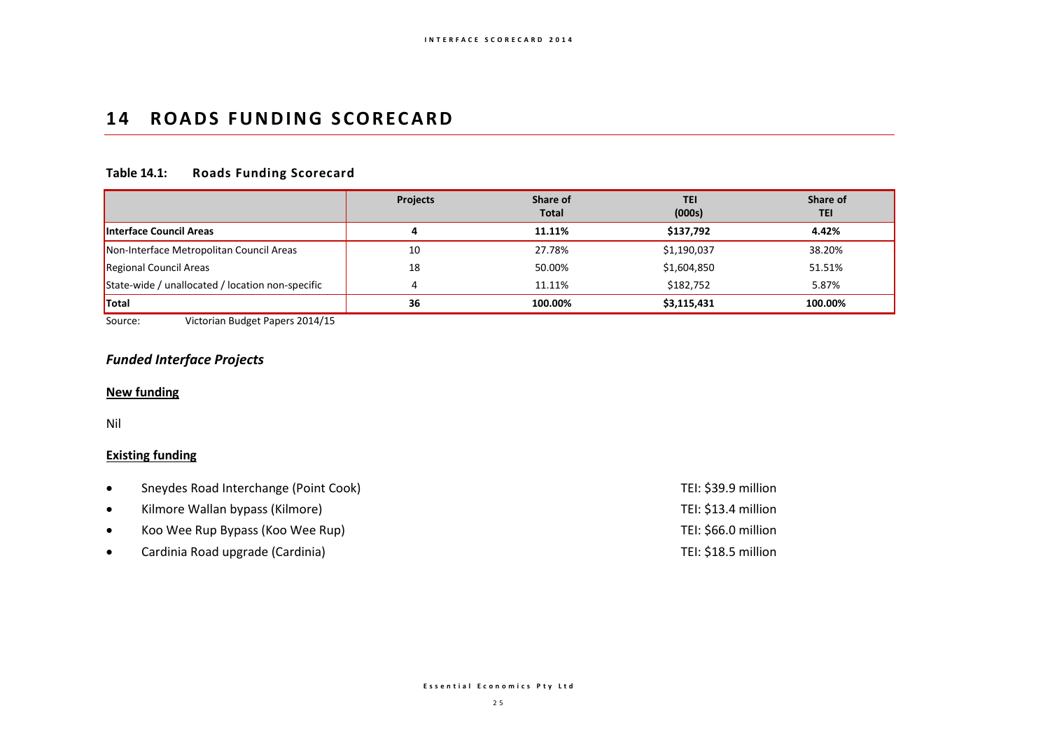# 14 ROADS FUNDING SCORECARD

**Table 14.1: Roads Funding Scorecard**

| | Projects | Share of Total | TEI (000s) | Share of TEI |
|---|---|---|---|---|
| **Interface Council Areas** | **4** | **11.11%** | **$137,792** | **4.42%** |
| Non-Interface Metropolitan Council Areas | 10 | 27.78% | $1,190,037 | 38.20% |
| Regional Council Areas | 18 | 50.00% | $1,604,850 | 51.51% |
| State-wide / unallocated / location non-specific | 4 | 11.11% | $182,752 | 5.87% |
| **Total** | **36** | **100.00%** | **$3,115,431** | **100.00%** |

Source: Victorian Budget Papers 2014/15

## *Funded Interface Projects*

**New funding**

Nil

**Existing funding**

- Sneydes Road Interchange (Point Cook) TEI: $39.9 million
- Kilmore Wallan bypass (Kilmore) TEI: $13.4 million
- Koo Wee Rup Bypass (Koo Wee Rup) TEI: $66.0 million
- Cardinia Road upgrade (Cardinia) TEI: $18.5 million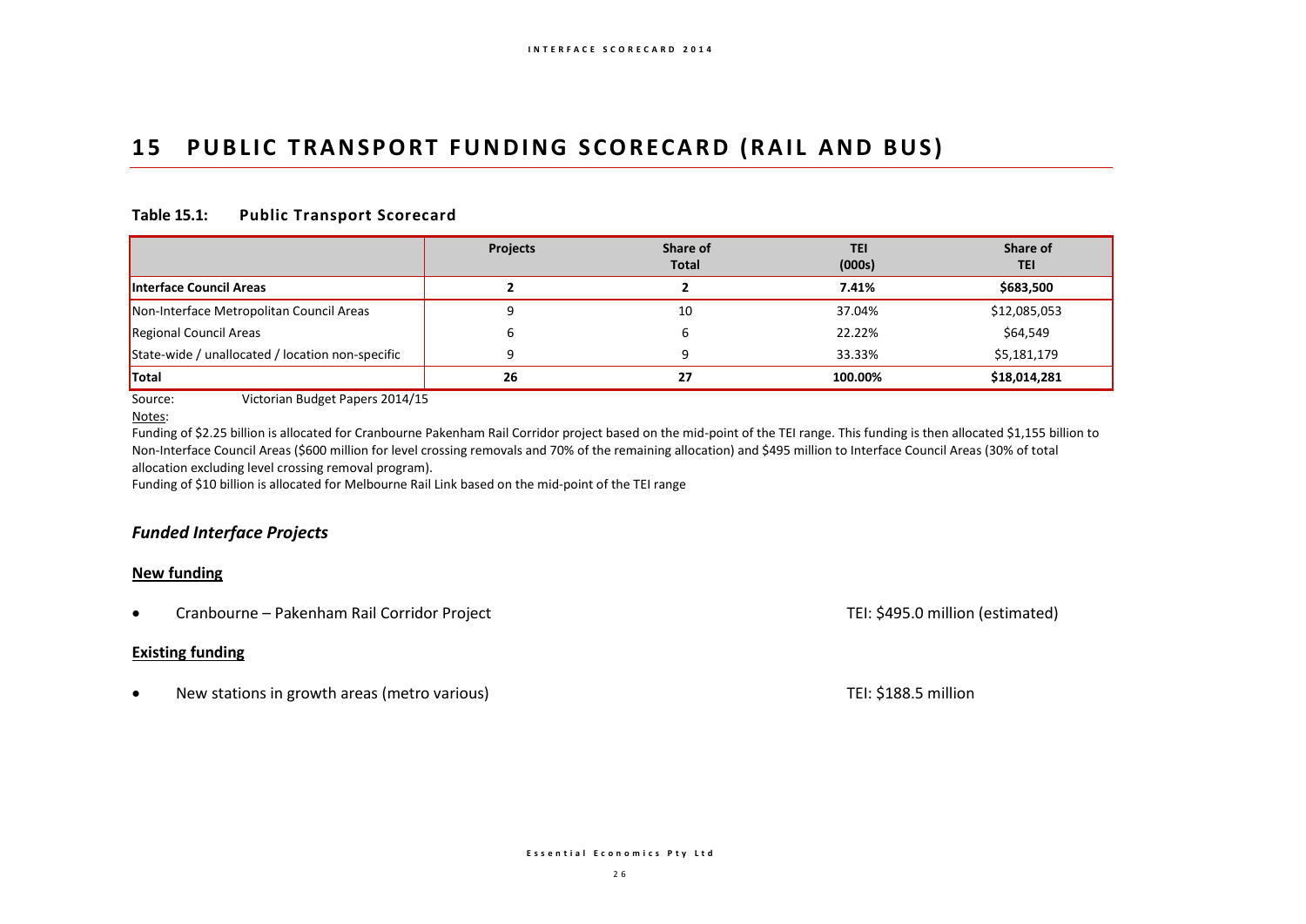# 15 PUBLIC TRANSPORT FUNDING SCORECARD (RAIL AND BUS)

### Table 15.1: Public Transport Scorecard

| | Projects | Share of Total | TEI (000s) | Share of TEI |
|---|---|---|---|---|
| **Interface Council Areas** | **2** | **2** | **7.41%** | **$683,500** |
| Non-Interface Metropolitan Council Areas | 9 | 10 | 37.04% | $12,085,053 |
| Regional Council Areas | 6 | 6 | 22.22% | $64,549 |
| State-wide / unallocated / location non-specific | 9 | 9 | 33.33% | $5,181,179 |
| **Total** | **26** | **27** | **100.00%** | **$18,014,281** |

Source: Victorian Budget Papers 2014/15

Notes:

Funding of $2.25 billion is allocated for Cranbourne Pakenham Rail Corridor project based on the mid-point of the TEI range. This funding is then allocated $1,155 billion to Non-Interface Council Areas ($600 million for level crossing removals and 70% of the remaining allocation) and $495 million to Interface Council Areas (30% of total allocation excluding level crossing removal program).

Funding of $10 billion is allocated for Melbourne Rail Link based on the mid-point of the TEI range

## *Funded Interface Projects*

### New funding

- Cranbourne – Pakenham Rail Corridor Project — TEI: $495.0 million (estimated)

### Existing funding

- New stations in growth areas (metro various) — TEI: $188.5 million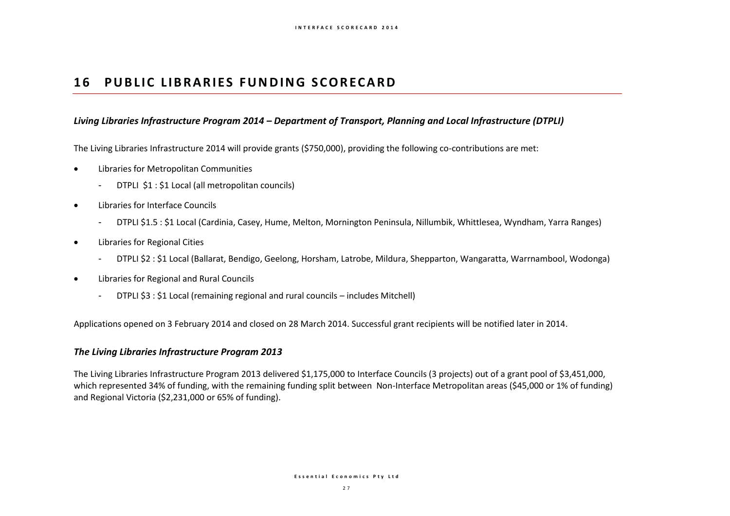# 16 PUBLIC LIBRARIES FUNDING SCORECARD

### *Living Libraries Infrastructure Program 2014 – Department of Transport, Planning and Local Infrastructure (DTPLI)*

The Living Libraries Infrastructure 2014 will provide grants ($750,000), providing the following co-contributions are met:

- Libraries for Metropolitan Communities
  - DTPLI $1 : $1 Local (all metropolitan councils)
- Libraries for Interface Councils
  - DTPLI $1.5 : $1 Local (Cardinia, Casey, Hume, Melton, Mornington Peninsula, Nillumbik, Whittlesea, Wyndham, Yarra Ranges)
- Libraries for Regional Cities
  - DTPLI $2 : $1 Local (Ballarat, Bendigo, Geelong, Horsham, Latrobe, Mildura, Shepparton, Wangaratta, Warrnambool, Wodonga)
- Libraries for Regional and Rural Councils
  - DTPLI $3 : $1 Local (remaining regional and rural councils – includes Mitchell)

Applications opened on 3 February 2014 and closed on 28 March 2014. Successful grant recipients will be notified later in 2014.

### *The Living Libraries Infrastructure Program 2013*

The Living Libraries Infrastructure Program 2013 delivered $1,175,000 to Interface Councils (3 projects) out of a grant pool of $3,451,000, which represented 34% of funding, with the remaining funding split between Non-Interface Metropolitan areas ($45,000 or 1% of funding) and Regional Victoria ($2,231,000 or 65% of funding).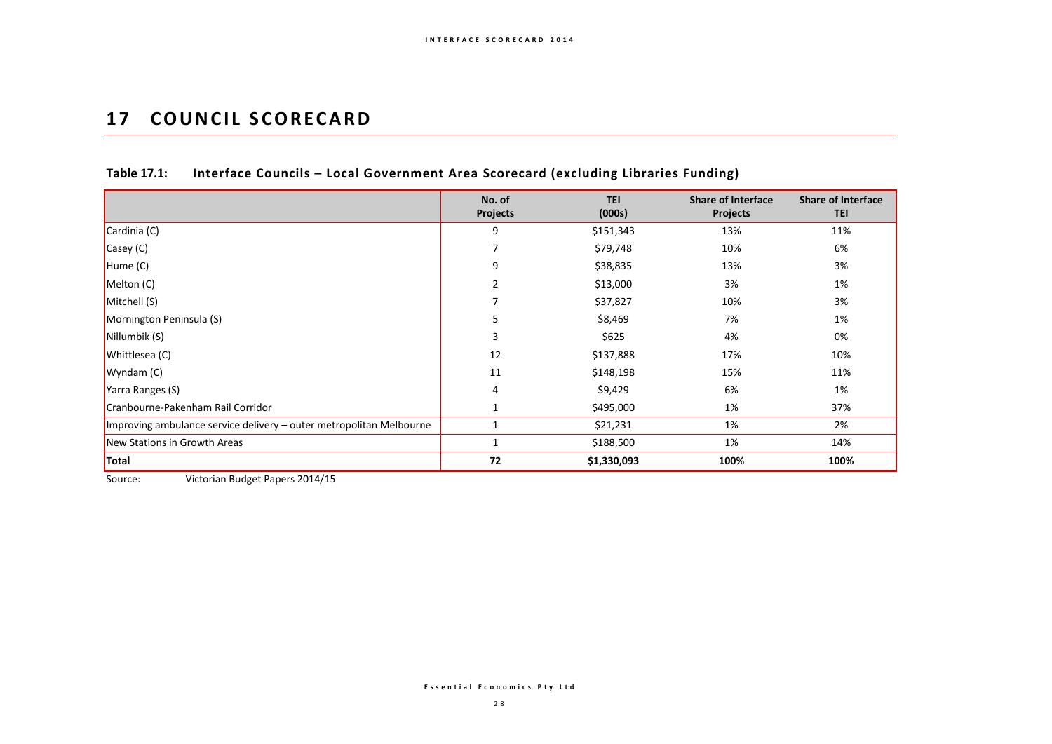# 17 COUNCIL SCORECARD

**Table 17.1: Interface Councils – Local Government Area Scorecard (excluding Libraries Funding)**

| | No. of Projects | TEI (000s) | Share of Interface Projects | Share of Interface TEI |
|---|---|---|---|---|
| Cardinia (C) | 9 | $151,343 | 13% | 11% |
| Casey (C) | 7 | $79,748 | 10% | 6% |
| Hume (C) | 9 | $38,835 | 13% | 3% |
| Melton (C) | 2 | $13,000 | 3% | 1% |
| Mitchell (S) | 7 | $37,827 | 10% | 3% |
| Mornington Peninsula (S) | 5 | $8,469 | 7% | 1% |
| Nillumbik (S) | 3 | $625 | 4% | 0% |
| Whittlesea (C) | 12 | $137,888 | 17% | 10% |
| Wyndam (C) | 11 | $148,198 | 15% | 11% |
| Yarra Ranges (S) | 4 | $9,429 | 6% | 1% |
| Cranbourne-Pakenham Rail Corridor | 1 | $495,000 | 1% | 37% |
| Improving ambulance service delivery – outer metropolitan Melbourne | 1 | $21,231 | 1% | 2% |
| New Stations in Growth Areas | 1 | $188,500 | 1% | 14% |
| **Total** | **72** | **$1,330,093** | **100%** | **100%** |

Source: Victorian Budget Papers 2014/15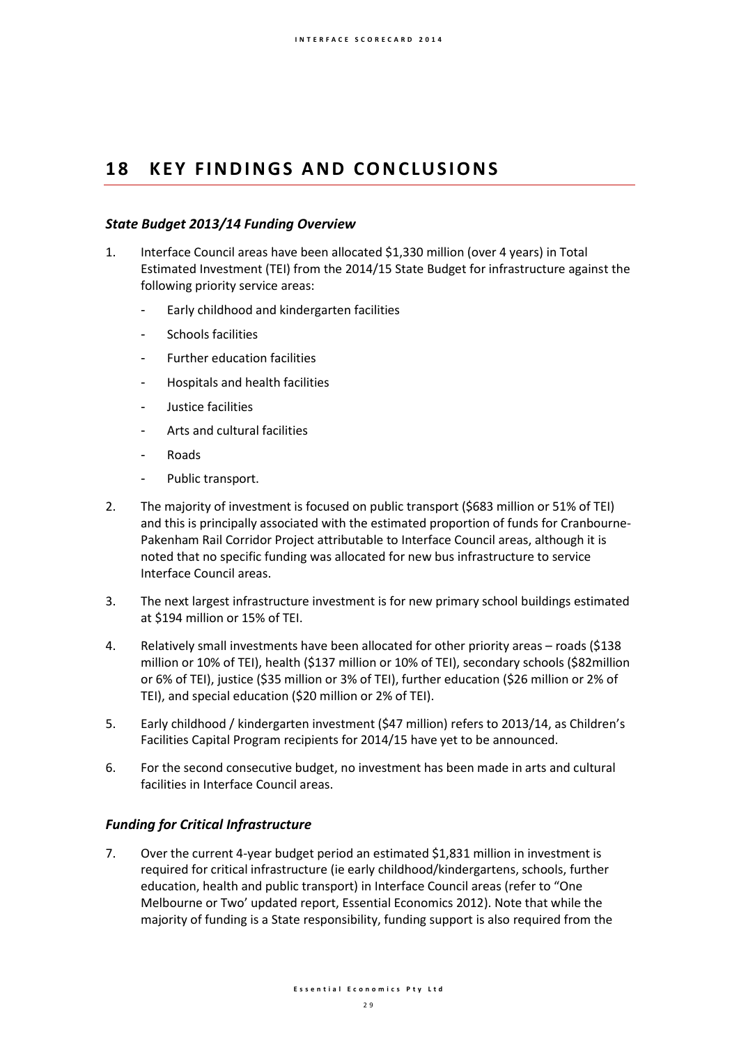# 18 KEY FINDINGS AND CONCLUSIONS

### *State Budget 2013/14 Funding Overview*

1. Interface Council areas have been allocated $1,330 million (over 4 years) in Total Estimated Investment (TEI) from the 2014/15 State Budget for infrastructure against the following priority service areas:
   - Early childhood and kindergarten facilities
   - Schools facilities
   - Further education facilities
   - Hospitals and health facilities
   - Justice facilities
   - Arts and cultural facilities
   - Roads
   - Public transport.
2. The majority of investment is focused on public transport ($683 million or 51% of TEI) and this is principally associated with the estimated proportion of funds for Cranbourne-Pakenham Rail Corridor Project attributable to Interface Council areas, although it is noted that no specific funding was allocated for new bus infrastructure to service Interface Council areas.
3. The next largest infrastructure investment is for new primary school buildings estimated at $194 million or 15% of TEI.
4. Relatively small investments have been allocated for other priority areas – roads ($138 million or 10% of TEI), health ($137 million or 10% of TEI), secondary schools ($82million or 6% of TEI), justice ($35 million or 3% of TEI), further education ($26 million or 2% of TEI), and special education ($20 million or 2% of TEI).
5. Early childhood / kindergarten investment ($47 million) refers to 2013/14, as Children's Facilities Capital Program recipients for 2014/15 have yet to be announced.
6. For the second consecutive budget, no investment has been made in arts and cultural facilities in Interface Council areas.

### *Funding for Critical Infrastructure*

7. Over the current 4-year budget period an estimated $1,831 million in investment is required for critical infrastructure (ie early childhood/kindergartens, schools, further education, health and public transport) in Interface Council areas (refer to "One Melbourne or Two' updated report, Essential Economics 2012). Note that while the majority of funding is a State responsibility, funding support is also required from the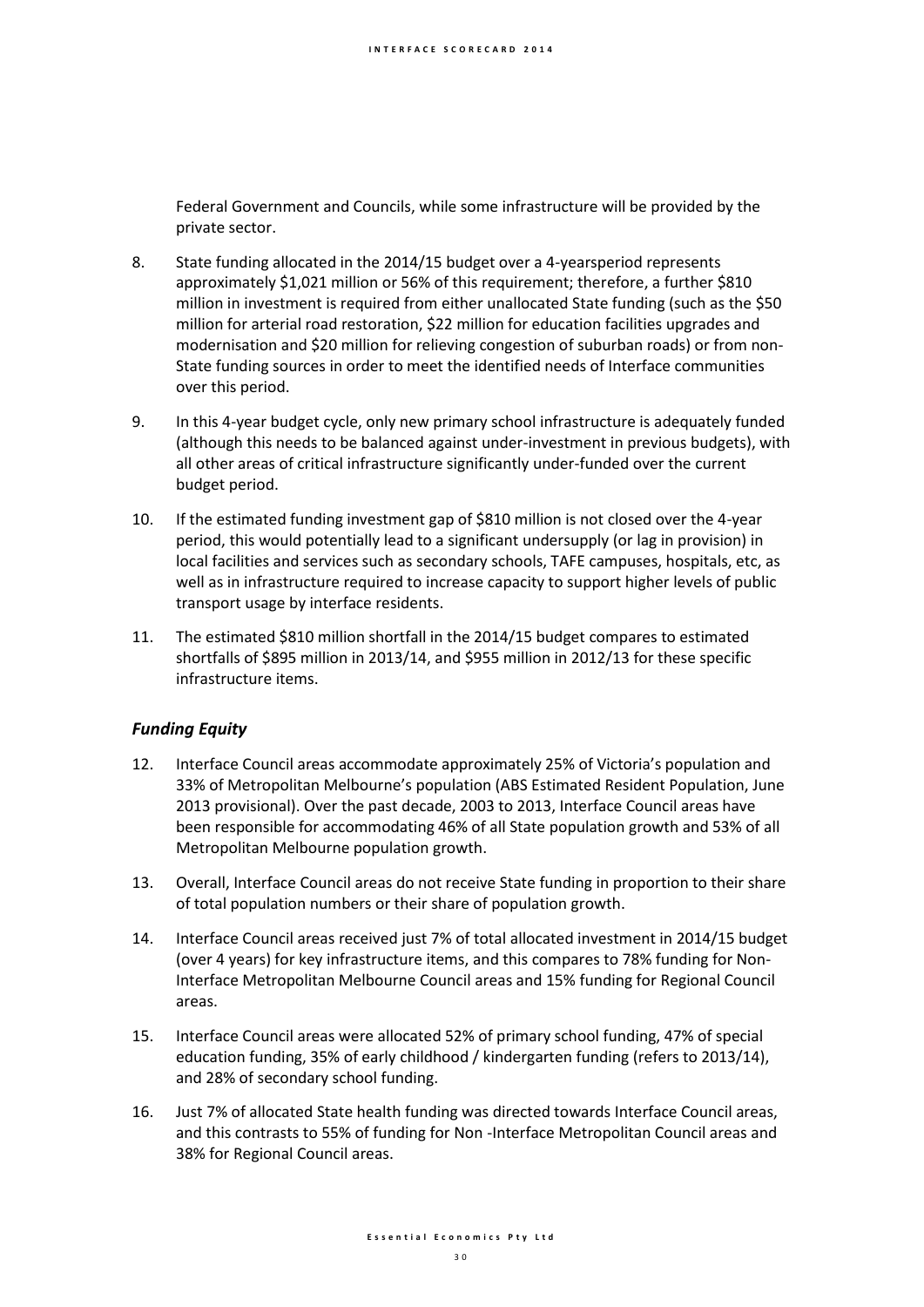Federal Government and Councils, while some infrastructure will be provided by the private sector.

8. State funding allocated in the 2014/15 budget over a 4-yearsperiod represents approximately $1,021 million or 56% of this requirement; therefore, a further $810 million in investment is required from either unallocated State funding (such as the $50 million for arterial road restoration, $22 million for education facilities upgrades and modernisation and $20 million for relieving congestion of suburban roads) or from non-State funding sources in order to meet the identified needs of Interface communities over this period.

9. In this 4-year budget cycle, only new primary school infrastructure is adequately funded (although this needs to be balanced against under-investment in previous budgets), with all other areas of critical infrastructure significantly under-funded over the current budget period.

10. If the estimated funding investment gap of $810 million is not closed over the 4-year period, this would potentially lead to a significant undersupply (or lag in provision) in local facilities and services such as secondary schools, TAFE campuses, hospitals, etc, as well as in infrastructure required to increase capacity to support higher levels of public transport usage by interface residents.

11. The estimated $810 million shortfall in the 2014/15 budget compares to estimated shortfalls of $895 million in 2013/14, and $955 million in 2012/13 for these specific infrastructure items.

### *Funding Equity*

12. Interface Council areas accommodate approximately 25% of Victoria's population and 33% of Metropolitan Melbourne's population (ABS Estimated Resident Population, June 2013 provisional). Over the past decade, 2003 to 2013, Interface Council areas have been responsible for accommodating 46% of all State population growth and 53% of all Metropolitan Melbourne population growth.

13. Overall, Interface Council areas do not receive State funding in proportion to their share of total population numbers or their share of population growth.

14. Interface Council areas received just 7% of total allocated investment in 2014/15 budget (over 4 years) for key infrastructure items, and this compares to 78% funding for Non-Interface Metropolitan Melbourne Council areas and 15% funding for Regional Council areas.

15. Interface Council areas were allocated 52% of primary school funding, 47% of special education funding, 35% of early childhood / kindergarten funding (refers to 2013/14), and 28% of secondary school funding.

16. Just 7% of allocated State health funding was directed towards Interface Council areas, and this contrasts to 55% of funding for Non -Interface Metropolitan Council areas and 38% for Regional Council areas.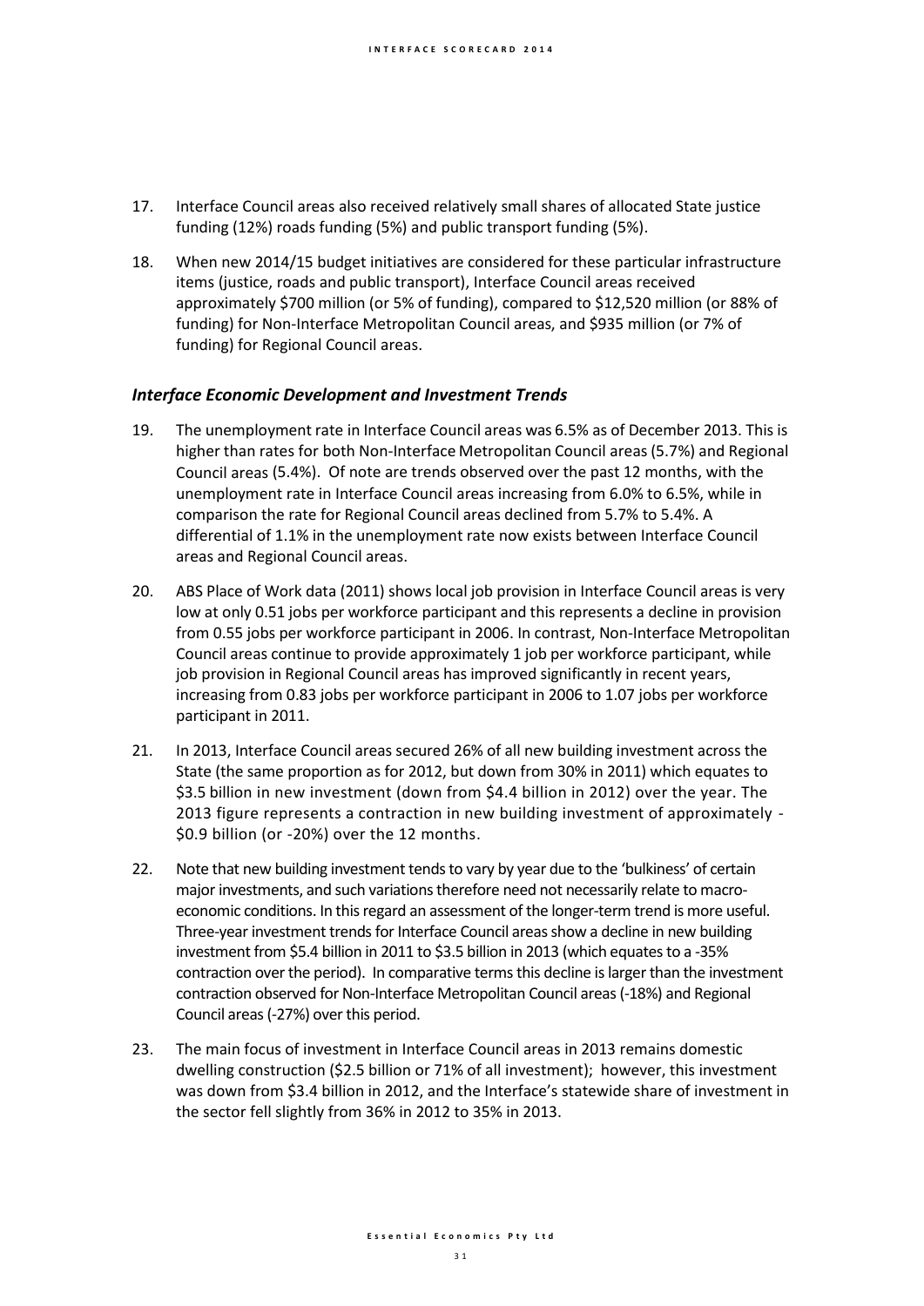17. Interface Council areas also received relatively small shares of allocated State justice funding (12%) roads funding (5%) and public transport funding (5%).

18. When new 2014/15 budget initiatives are considered for these particular infrastructure items (justice, roads and public transport), Interface Council areas received approximately $700 million (or 5% of funding), compared to $12,520 million (or 88% of funding) for Non-Interface Metropolitan Council areas, and $935 million (or 7% of funding) for Regional Council areas.

### *Interface Economic Development and Investment Trends*

19. The unemployment rate in Interface Council areas was 6.5% as of December 2013. This is higher than rates for both Non-Interface Metropolitan Council areas (5.7%) and Regional Council areas (5.4%). Of note are trends observed over the past 12 months, with the unemployment rate in Interface Council areas increasing from 6.0% to 6.5%, while in comparison the rate for Regional Council areas declined from 5.7% to 5.4%. A differential of 1.1% in the unemployment rate now exists between Interface Council areas and Regional Council areas.

20. ABS Place of Work data (2011) shows local job provision in Interface Council areas is very low at only 0.51 jobs per workforce participant and this represents a decline in provision from 0.55 jobs per workforce participant in 2006. In contrast, Non-Interface Metropolitan Council areas continue to provide approximately 1 job per workforce participant, while job provision in Regional Council areas has improved significantly in recent years, increasing from 0.83 jobs per workforce participant in 2006 to 1.07 jobs per workforce participant in 2011.

21. In 2013, Interface Council areas secured 26% of all new building investment across the State (the same proportion as for 2012, but down from 30% in 2011) which equates to $3.5 billion in new investment (down from $4.4 billion in 2012) over the year. The 2013 figure represents a contraction in new building investment of approximately -$0.9 billion (or -20%) over the 12 months.

22. Note that new building investment tends to vary by year due to the 'bulkiness' of certain major investments, and such variations therefore need not necessarily relate to macro-economic conditions. In this regard an assessment of the longer-term trend is more useful. Three-year investment trends for Interface Council areas show a decline in new building investment from $5.4 billion in 2011 to $3.5 billion in 2013 (which equates to a -35% contraction over the period). In comparative terms this decline is larger than the investment contraction observed for Non-Interface Metropolitan Council areas (-18%) and Regional Council areas (-27%) over this period.

23. The main focus of investment in Interface Council areas in 2013 remains domestic dwelling construction ($2.5 billion or 71% of all investment); however, this investment was down from $3.4 billion in 2012, and the Interface's statewide share of investment in the sector fell slightly from 36% in 2012 to 35% in 2013.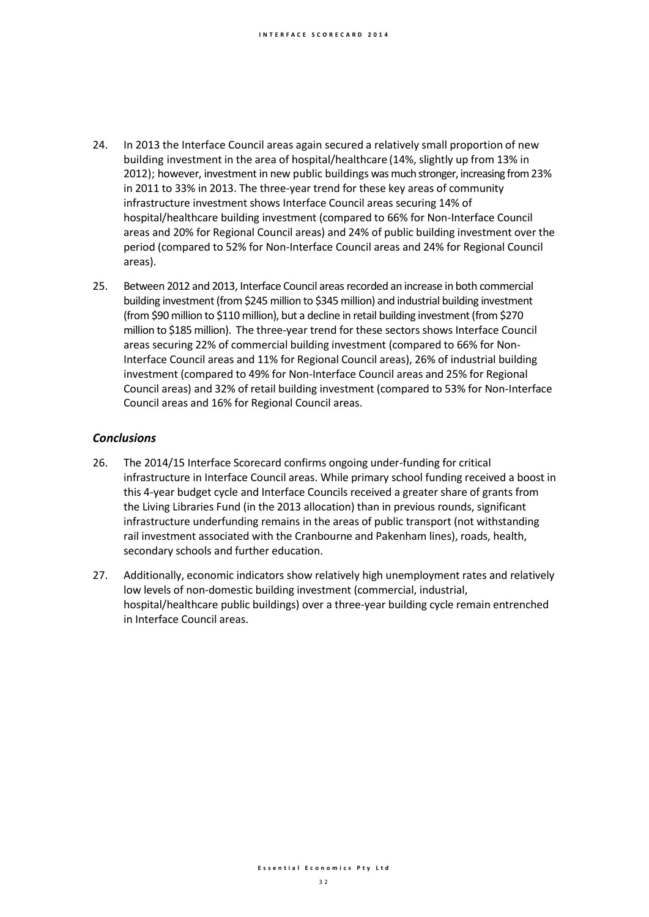24. In 2013 the Interface Council areas again secured a relatively small proportion of new building investment in the area of hospital/healthcare (14%, slightly up from 13% in 2012); however, investment in new public buildings was much stronger, increasing from 23% in 2011 to 33% in 2013. The three-year trend for these key areas of community infrastructure investment shows Interface Council areas securing 14% of hospital/healthcare building investment (compared to 66% for Non-Interface Council areas and 20% for Regional Council areas) and 24% of public building investment over the period (compared to 52% for Non-Interface Council areas and 24% for Regional Council areas).

25. Between 2012 and 2013, Interface Council areas recorded an increase in both commercial building investment (from $245 million to $345 million) and industrial building investment (from $90 million to $110 million), but a decline in retail building investment (from $270 million to $185 million). The three-year trend for these sectors shows Interface Council areas securing 22% of commercial building investment (compared to 66% for Non-Interface Council areas and 11% for Regional Council areas), 26% of industrial building investment (compared to 49% for Non-Interface Council areas and 25% for Regional Council areas) and 32% of retail building investment (compared to 53% for Non-Interface Council areas and 16% for Regional Council areas.

### *Conclusions*

26. The 2014/15 Interface Scorecard confirms ongoing under-funding for critical infrastructure in Interface Council areas. While primary school funding received a boost in this 4-year budget cycle and Interface Councils received a greater share of grants from the Living Libraries Fund (in the 2013 allocation) than in previous rounds, significant infrastructure underfunding remains in the areas of public transport (not withstanding rail investment associated with the Cranbourne and Pakenham lines), roads, health, secondary schools and further education.

27. Additionally, economic indicators show relatively high unemployment rates and relatively low levels of non-domestic building investment (commercial, industrial, hospital/healthcare public buildings) over a three-year building cycle remain entrenched in Interface Council areas.